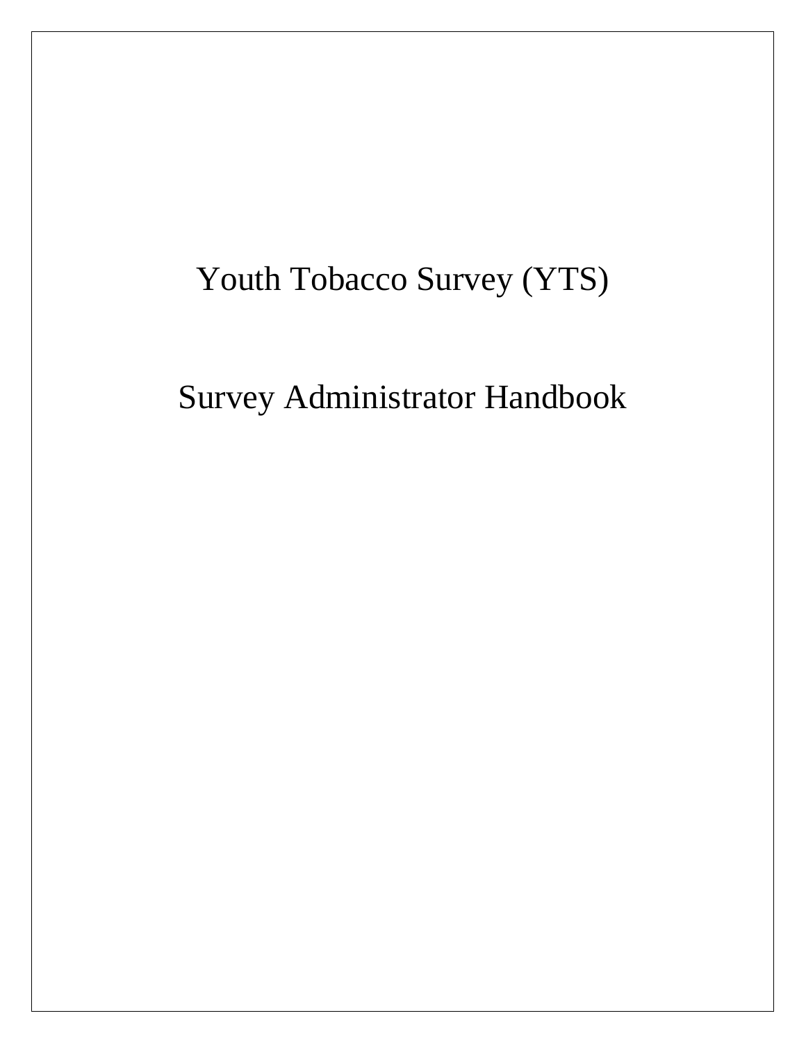# Youth Tobacco Survey (YTS)

# Survey Administrator Handbook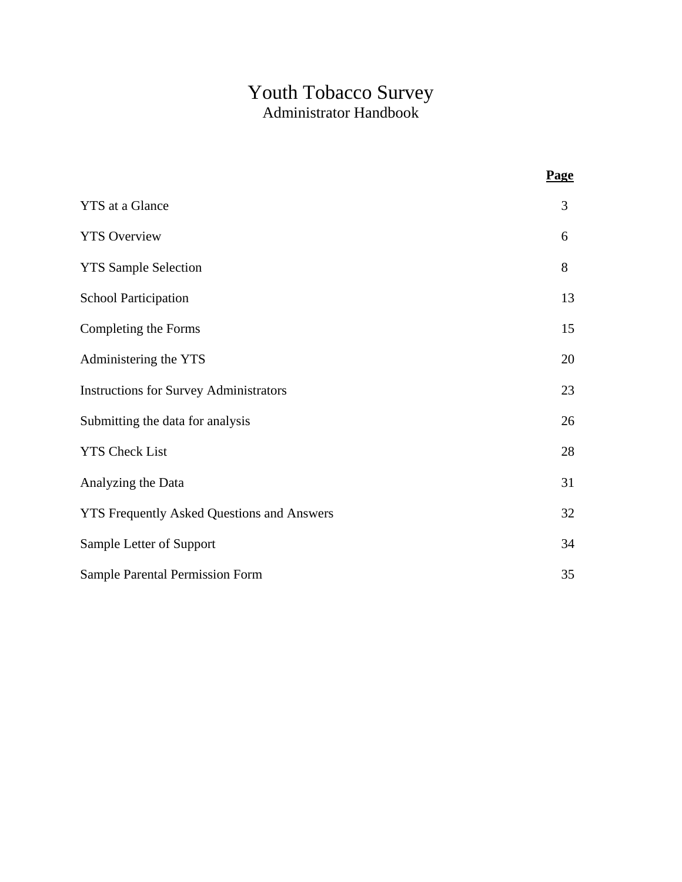# Youth Tobacco Survey

## Administrator Handbook

| | **Page** |
|---|---|
| YTS at a Glance | 3 |
| YTS Overview | 6 |
| YTS Sample Selection | 8 |
| School Participation | 13 |
| Completing the Forms | 15 |
| Administering the YTS | 20 |
| Instructions for Survey Administrators | 23 |
| Submitting the data for analysis | 26 |
| YTS Check List | 28 |
| Analyzing the Data | 31 |
| YTS Frequently Asked Questions and Answers | 32 |
| Sample Letter of Support | 34 |
| Sample Parental Permission Form | 35 |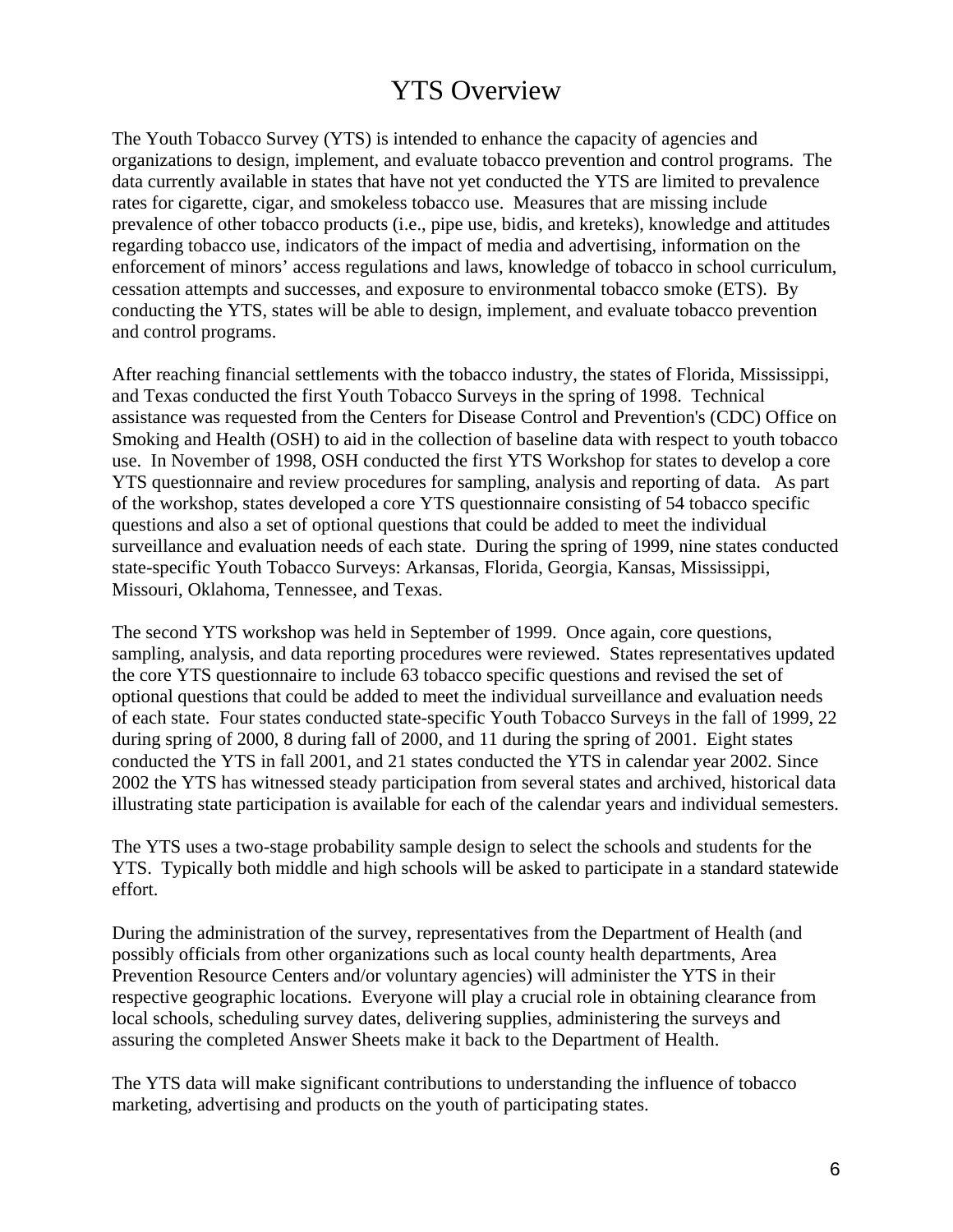# YTS Overview

The Youth Tobacco Survey (YTS) is intended to enhance the capacity of agencies and organizations to design, implement, and evaluate tobacco prevention and control programs. The data currently available in states that have not yet conducted the YTS are limited to prevalence rates for cigarette, cigar, and smokeless tobacco use. Measures that are missing include prevalence of other tobacco products (i.e., pipe use, bidis, and kreteks), knowledge and attitudes regarding tobacco use, indicators of the impact of media and advertising, information on the enforcement of minors' access regulations and laws, knowledge of tobacco in school curriculum, cessation attempts and successes, and exposure to environmental tobacco smoke (ETS). By conducting the YTS, states will be able to design, implement, and evaluate tobacco prevention and control programs.

After reaching financial settlements with the tobacco industry, the states of Florida, Mississippi, and Texas conducted the first Youth Tobacco Surveys in the spring of 1998. Technical assistance was requested from the Centers for Disease Control and Prevention's (CDC) Office on Smoking and Health (OSH) to aid in the collection of baseline data with respect to youth tobacco use. In November of 1998, OSH conducted the first YTS Workshop for states to develop a core YTS questionnaire and review procedures for sampling, analysis and reporting of data. As part of the workshop, states developed a core YTS questionnaire consisting of 54 tobacco specific questions and also a set of optional questions that could be added to meet the individual surveillance and evaluation needs of each state. During the spring of 1999, nine states conducted state-specific Youth Tobacco Surveys: Arkansas, Florida, Georgia, Kansas, Mississippi, Missouri, Oklahoma, Tennessee, and Texas.

The second YTS workshop was held in September of 1999. Once again, core questions, sampling, analysis, and data reporting procedures were reviewed. States representatives updated the core YTS questionnaire to include 63 tobacco specific questions and revised the set of optional questions that could be added to meet the individual surveillance and evaluation needs of each state. Four states conducted state-specific Youth Tobacco Surveys in the fall of 1999, 22 during spring of 2000, 8 during fall of 2000, and 11 during the spring of 2001. Eight states conducted the YTS in fall 2001, and 21 states conducted the YTS in calendar year 2002. Since 2002 the YTS has witnessed steady participation from several states and archived, historical data illustrating state participation is available for each of the calendar years and individual semesters.

The YTS uses a two-stage probability sample design to select the schools and students for the YTS. Typically both middle and high schools will be asked to participate in a standard statewide effort.

During the administration of the survey, representatives from the Department of Health (and possibly officials from other organizations such as local county health departments, Area Prevention Resource Centers and/or voluntary agencies) will administer the YTS in their respective geographic locations. Everyone will play a crucial role in obtaining clearance from local schools, scheduling survey dates, delivering supplies, administering the surveys and assuring the completed Answer Sheets make it back to the Department of Health.

The YTS data will make significant contributions to understanding the influence of tobacco marketing, advertising and products on the youth of participating states.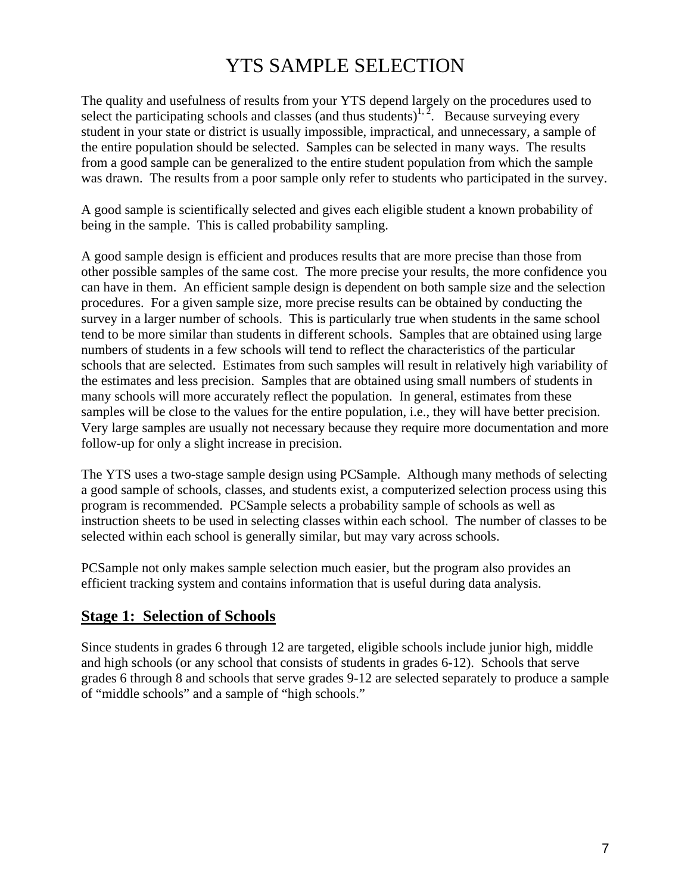# YTS SAMPLE SELECTION

The quality and usefulness of results from your YTS depend largely on the procedures used to select the participating schools and classes (and thus students)[1, 2]. Because surveying every student in your state or district is usually impossible, impractical, and unnecessary, a sample of the entire population should be selected. Samples can be selected in many ways. The results from a good sample can be generalized to the entire student population from which the sample was drawn. The results from a poor sample only refer to students who participated in the survey.

A good sample is scientifically selected and gives each eligible student a known probability of being in the sample. This is called probability sampling.

A good sample design is efficient and produces results that are more precise than those from other possible samples of the same cost. The more precise your results, the more confidence you can have in them. An efficient sample design is dependent on both sample size and the selection procedures. For a given sample size, more precise results can be obtained by conducting the survey in a larger number of schools. This is particularly true when students in the same school tend to be more similar than students in different schools. Samples that are obtained using large numbers of students in a few schools will tend to reflect the characteristics of the particular schools that are selected. Estimates from such samples will result in relatively high variability of the estimates and less precision. Samples that are obtained using small numbers of students in many schools will more accurately reflect the population. In general, estimates from these samples will be close to the values for the entire population, i.e., they will have better precision. Very large samples are usually not necessary because they require more documentation and more follow-up for only a slight increase in precision.

The YTS uses a two-stage sample design using PCSample. Although many methods of selecting a good sample of schools, classes, and students exist, a computerized selection process using this program is recommended. PCSample selects a probability sample of schools as well as instruction sheets to be used in selecting classes within each school. The number of classes to be selected within each school is generally similar, but may vary across schools.

PCSample not only makes sample selection much easier, but the program also provides an efficient tracking system and contains information that is useful during data analysis.

## Stage 1: Selection of Schools

Since students in grades 6 through 12 are targeted, eligible schools include junior high, middle and high schools (or any school that consists of students in grades 6-12). Schools that serve grades 6 through 8 and schools that serve grades 9-12 are selected separately to produce a sample of "middle schools" and a sample of "high schools."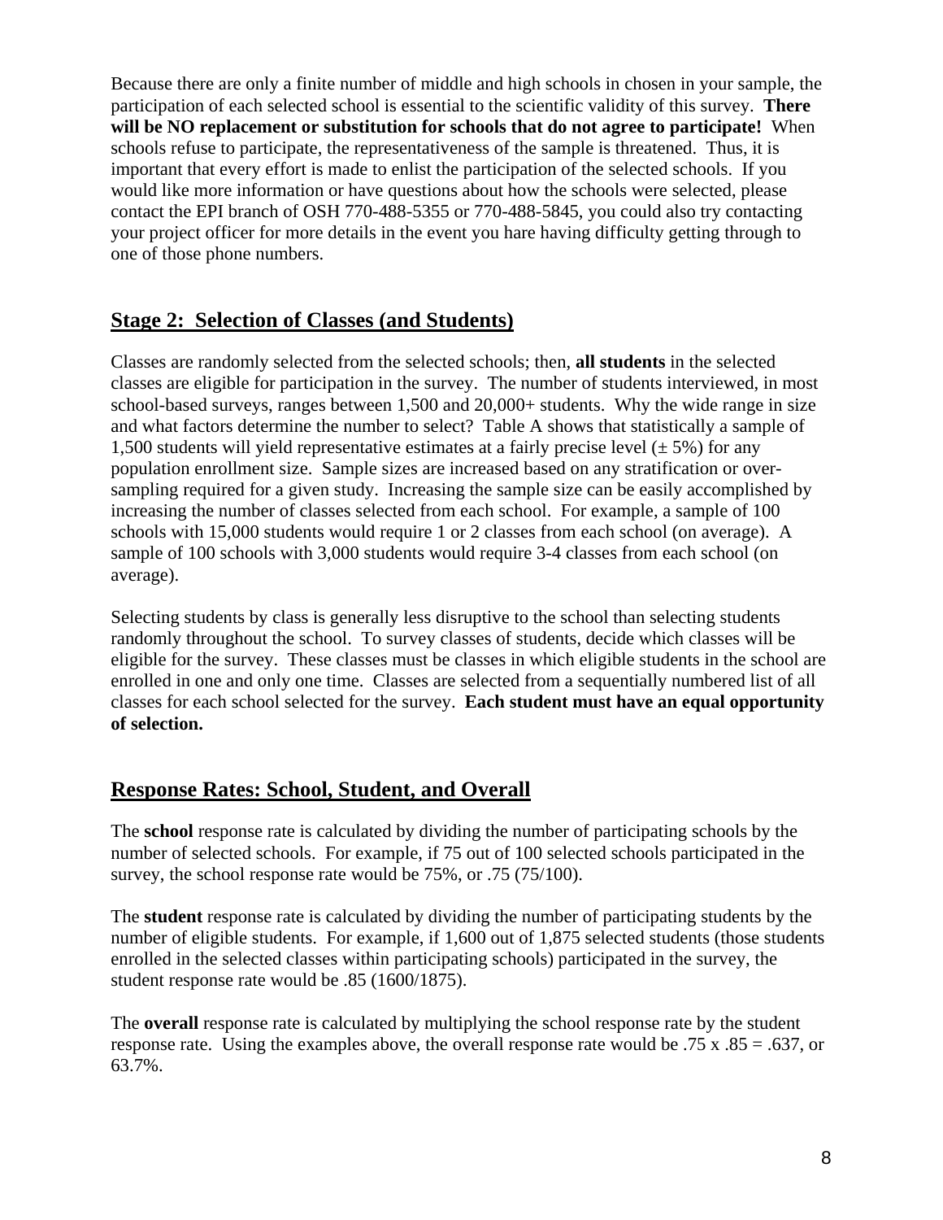Because there are only a finite number of middle and high schools in chosen in your sample, the participation of each selected school is essential to the scientific validity of this survey. **There will be NO replacement or substitution for schools that do not agree to participate!** When schools refuse to participate, the representativeness of the sample is threatened. Thus, it is important that every effort is made to enlist the participation of the selected schools. If you would like more information or have questions about how the schools were selected, please contact the EPI branch of OSH 770-488-5355 or 770-488-5845, you could also try contacting your project officer for more details in the event you hare having difficulty getting through to one of those phone numbers.

## Stage 2: Selection of Classes (and Students)

Classes are randomly selected from the selected schools; then, **all students** in the selected classes are eligible for participation in the survey. The number of students interviewed, in most school-based surveys, ranges between 1,500 and 20,000+ students. Why the wide range in size and what factors determine the number to select? Table A shows that statistically a sample of 1,500 students will yield representative estimates at a fairly precise level (± 5%) for any population enrollment size. Sample sizes are increased based on any stratification or over-sampling required for a given study. Increasing the sample size can be easily accomplished by increasing the number of classes selected from each school. For example, a sample of 100 schools with 15,000 students would require 1 or 2 classes from each school (on average). A sample of 100 schools with 3,000 students would require 3-4 classes from each school (on average).

Selecting students by class is generally less disruptive to the school than selecting students randomly throughout the school. To survey classes of students, decide which classes will be eligible for the survey. These classes must be classes in which eligible students in the school are enrolled in one and only one time. Classes are selected from a sequentially numbered list of all classes for each school selected for the survey. **Each student must have an equal opportunity of selection.**

## Response Rates: School, Student, and Overall

The **school** response rate is calculated by dividing the number of participating schools by the number of selected schools. For example, if 75 out of 100 selected schools participated in the survey, the school response rate would be 75%, or .75 (75/100).

The **student** response rate is calculated by dividing the number of participating students by the number of eligible students. For example, if 1,600 out of 1,875 selected students (those students enrolled in the selected classes within participating schools) participated in the survey, the student response rate would be .85 (1600/1875).

The **overall** response rate is calculated by multiplying the school response rate by the student response rate. Using the examples above, the overall response rate would be .75 x .85 = .637, or 63.7%.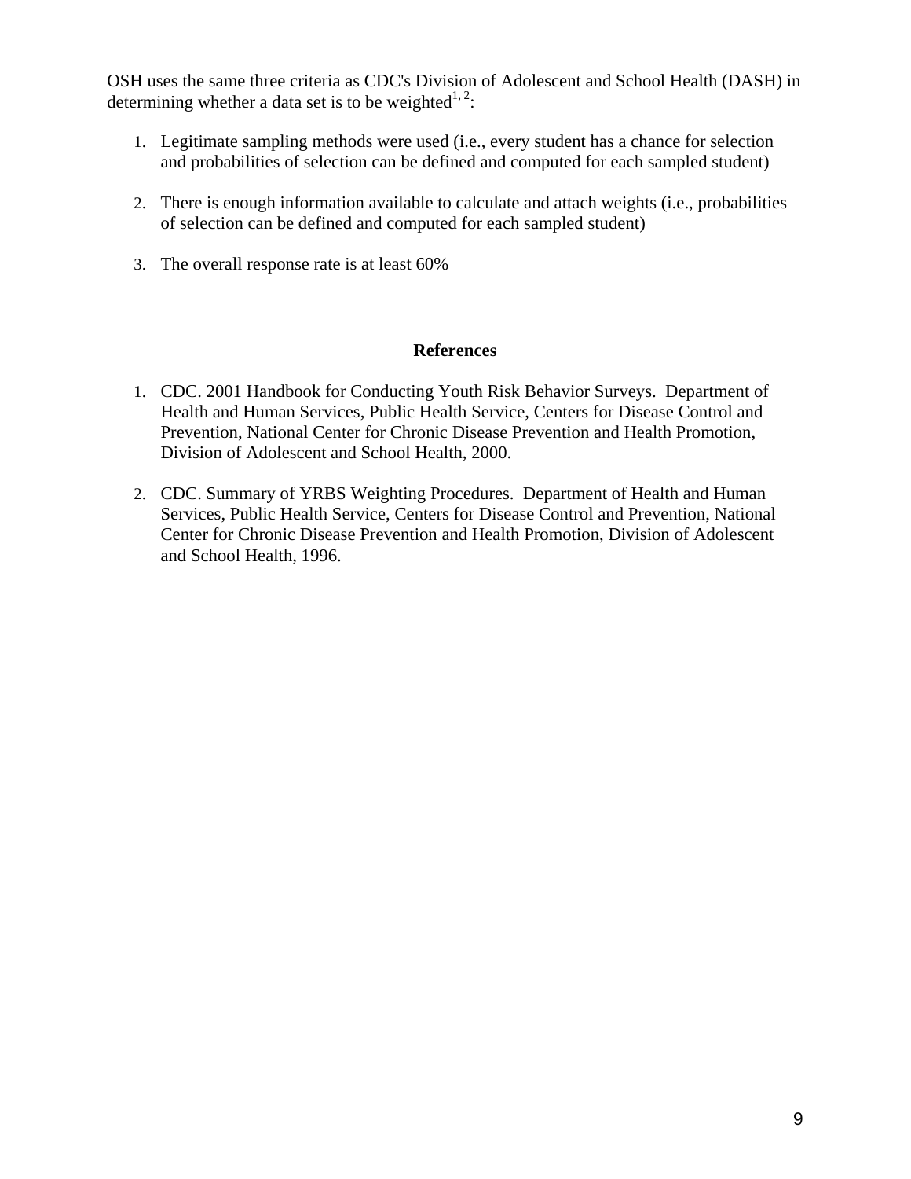OSH uses the same three criteria as CDC's Division of Adolescent and School Health (DASH) in determining whether a data set is to be weighted[1, 2]:

1. Legitimate sampling methods were used (i.e., every student has a chance for selection and probabilities of selection can be defined and computed for each sampled student)

2. There is enough information available to calculate and attach weights (i.e., probabilities of selection can be defined and computed for each sampled student)

3. The overall response rate is at least 60%

## References

1. CDC. 2001 Handbook for Conducting Youth Risk Behavior Surveys. Department of Health and Human Services, Public Health Service, Centers for Disease Control and Prevention, National Center for Chronic Disease Prevention and Health Promotion, Division of Adolescent and School Health, 2000.

2. CDC. Summary of YRBS Weighting Procedures. Department of Health and Human Services, Public Health Service, Centers for Disease Control and Prevention, National Center for Chronic Disease Prevention and Health Promotion, Division of Adolescent and School Health, 1996.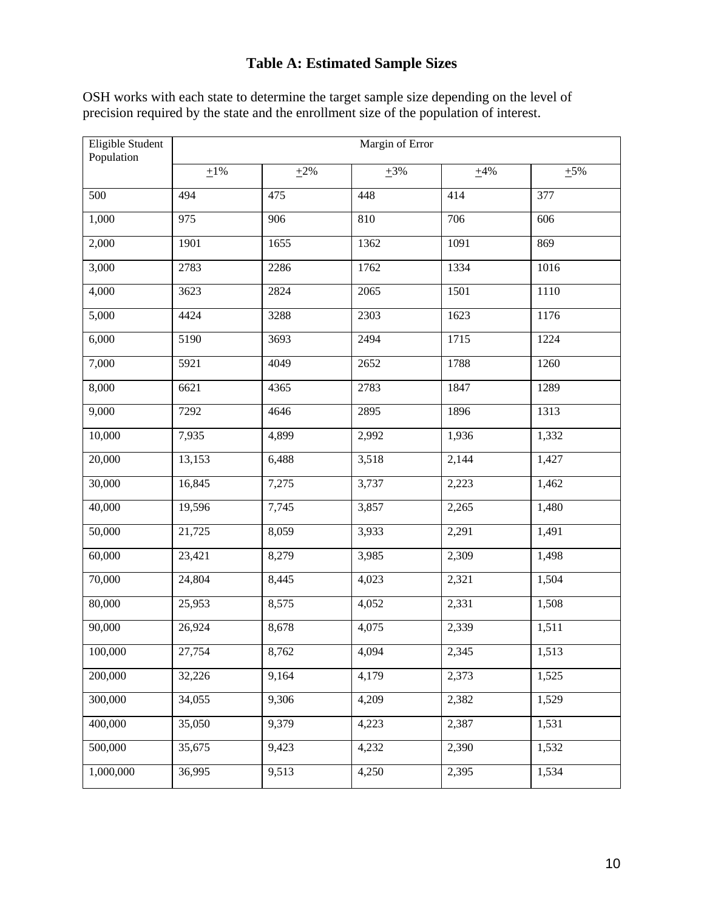# Table A: Estimated Sample Sizes

OSH works with each state to determine the target sample size depending on the level of precision required by the state and the enrollment size of the population of interest.

| Eligible Student Population | Margin of Error | | | | |
|---|---|---|---|---|---|
| | ±1% | ±2% | ±3% | ±4% | ±5% |
| 500 | 494 | 475 | 448 | 414 | 377 |
| 1,000 | 975 | 906 | 810 | 706 | 606 |
| 2,000 | 1901 | 1655 | 1362 | 1091 | 869 |
| 3,000 | 2783 | 2286 | 1762 | 1334 | 1016 |
| 4,000 | 3623 | 2824 | 2065 | 1501 | 1110 |
| 5,000 | 4424 | 3288 | 2303 | 1623 | 1176 |
| 6,000 | 5190 | 3693 | 2494 | 1715 | 1224 |
| 7,000 | 5921 | 4049 | 2652 | 1788 | 1260 |
| 8,000 | 6621 | 4365 | 2783 | 1847 | 1289 |
| 9,000 | 7292 | 4646 | 2895 | 1896 | 1313 |
| 10,000 | 7,935 | 4,899 | 2,992 | 1,936 | 1,332 |
| 20,000 | 13,153 | 6,488 | 3,518 | 2,144 | 1,427 |
| 30,000 | 16,845 | 7,275 | 3,737 | 2,223 | 1,462 |
| 40,000 | 19,596 | 7,745 | 3,857 | 2,265 | 1,480 |
| 50,000 | 21,725 | 8,059 | 3,933 | 2,291 | 1,491 |
| 60,000 | 23,421 | 8,279 | 3,985 | 2,309 | 1,498 |
| 70,000 | 24,804 | 8,445 | 4,023 | 2,321 | 1,504 |
| 80,000 | 25,953 | 8,575 | 4,052 | 2,331 | 1,508 |
| 90,000 | 26,924 | 8,678 | 4,075 | 2,339 | 1,511 |
| 100,000 | 27,754 | 8,762 | 4,094 | 2,345 | 1,513 |
| 200,000 | 32,226 | 9,164 | 4,179 | 2,373 | 1,525 |
| 300,000 | 34,055 | 9,306 | 4,209 | 2,382 | 1,529 |
| 400,000 | 35,050 | 9,379 | 4,223 | 2,387 | 1,531 |
| 500,000 | 35,675 | 9,423 | 4,232 | 2,390 | 1,532 |
| 1,000,000 | 36,995 | 9,513 | 4,250 | 2,395 | 1,534 |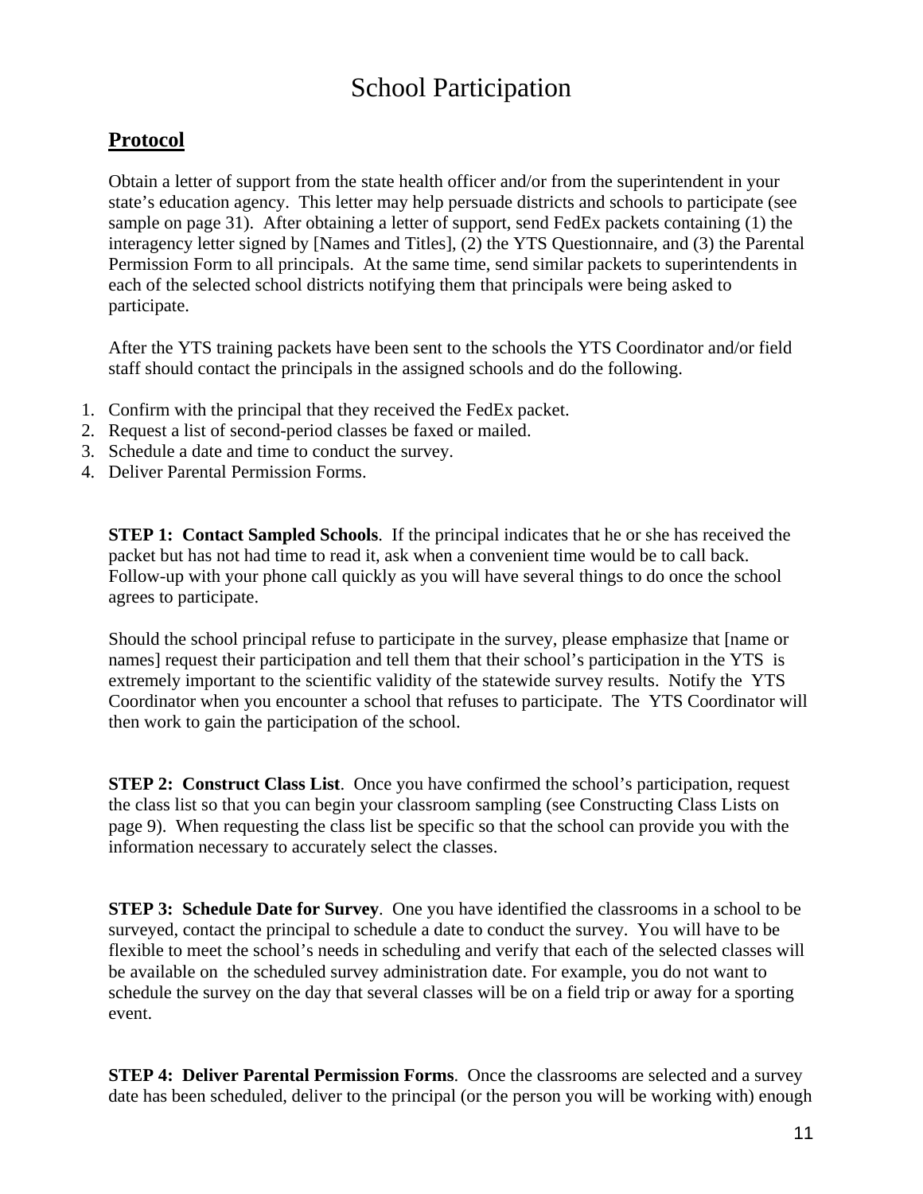# School Participation

## Protocol

Obtain a letter of support from the state health officer and/or from the superintendent in your state's education agency. This letter may help persuade districts and schools to participate (see sample on page 31). After obtaining a letter of support, send FedEx packets containing (1) the interagency letter signed by [Names and Titles], (2) the YTS Questionnaire, and (3) the Parental Permission Form to all principals. At the same time, send similar packets to superintendents in each of the selected school districts notifying them that principals were being asked to participate.

After the YTS training packets have been sent to the schools the YTS Coordinator and/or field staff should contact the principals in the assigned schools and do the following.

1. Confirm with the principal that they received the FedEx packet.
2. Request a list of second-period classes be faxed or mailed.
3. Schedule a date and time to conduct the survey.
4. Deliver Parental Permission Forms.

**STEP 1: Contact Sampled Schools**. If the principal indicates that he or she has received the packet but has not had time to read it, ask when a convenient time would be to call back. Follow-up with your phone call quickly as you will have several things to do once the school agrees to participate.

Should the school principal refuse to participate in the survey, please emphasize that [name or names] request their participation and tell them that their school's participation in the YTS is extremely important to the scientific validity of the statewide survey results. Notify the YTS Coordinator when you encounter a school that refuses to participate. The YTS Coordinator will then work to gain the participation of the school.

**STEP 2: Construct Class List**. Once you have confirmed the school's participation, request the class list so that you can begin your classroom sampling (see Constructing Class Lists on page 9). When requesting the class list be specific so that the school can provide you with the information necessary to accurately select the classes.

**STEP 3: Schedule Date for Survey**. One you have identified the classrooms in a school to be surveyed, contact the principal to schedule a date to conduct the survey. You will have to be flexible to meet the school's needs in scheduling and verify that each of the selected classes will be available on the scheduled survey administration date. For example, you do not want to schedule the survey on the day that several classes will be on a field trip or away for a sporting event.

**STEP 4: Deliver Parental Permission Forms**. Once the classrooms are selected and a survey date has been scheduled, deliver to the principal (or the person you will be working with) enough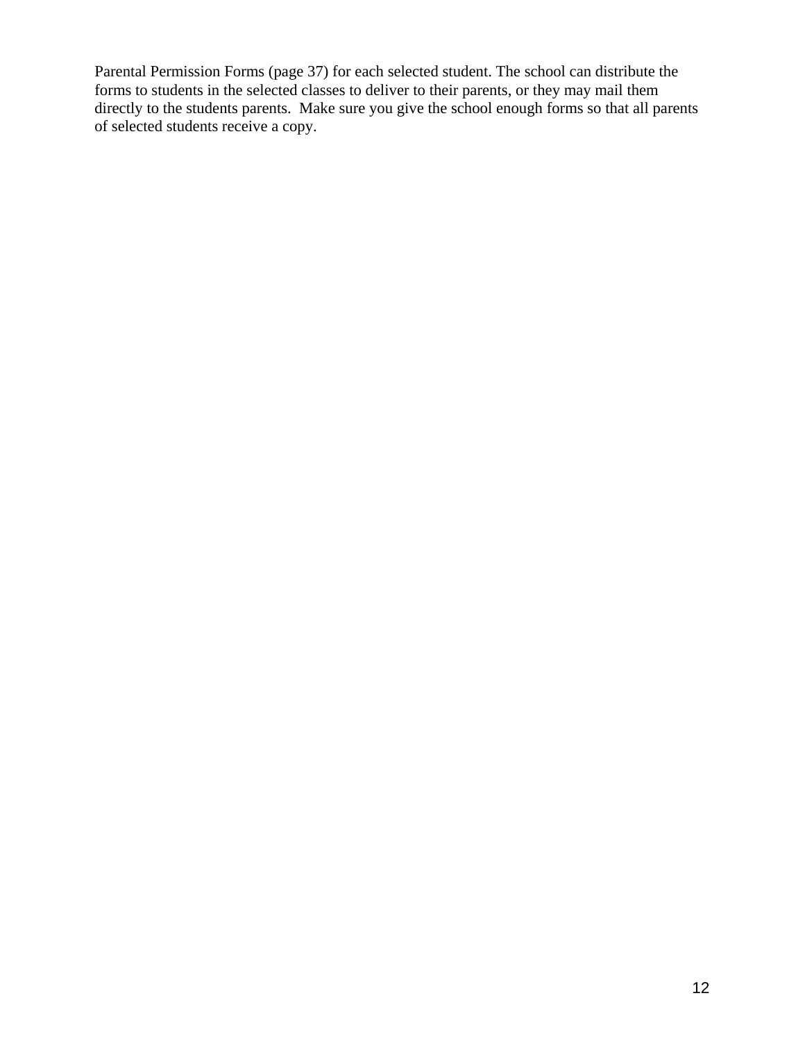Parental Permission Forms (page 37) for each selected student. The school can distribute the forms to students in the selected classes to deliver to their parents, or they may mail them directly to the students parents. Make sure you give the school enough forms so that all parents of selected students receive a copy.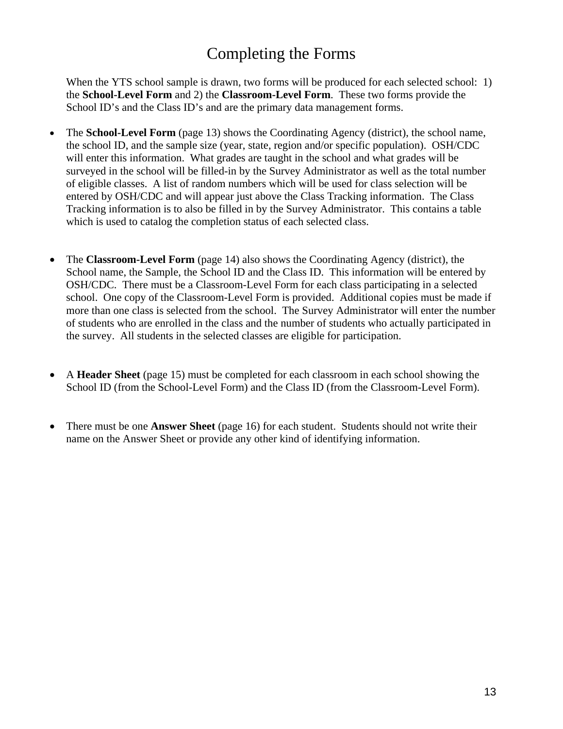# Completing the Forms

When the YTS school sample is drawn, two forms will be produced for each selected school: 1) the **School-Level Form** and 2) the **Classroom-Level Form**. These two forms provide the School ID's and the Class ID's and are the primary data management forms.

- The **School-Level Form** (page 13) shows the Coordinating Agency (district), the school name, the school ID, and the sample size (year, state, region and/or specific population). OSH/CDC will enter this information. What grades are taught in the school and what grades will be surveyed in the school will be filled-in by the Survey Administrator as well as the total number of eligible classes. A list of random numbers which will be used for class selection will be entered by OSH/CDC and will appear just above the Class Tracking information. The Class Tracking information is to also be filled in by the Survey Administrator. This contains a table which is used to catalog the completion status of each selected class.

- The **Classroom-Level Form** (page 14) also shows the Coordinating Agency (district), the School name, the Sample, the School ID and the Class ID. This information will be entered by OSH/CDC. There must be a Classroom-Level Form for each class participating in a selected school. One copy of the Classroom-Level Form is provided. Additional copies must be made if more than one class is selected from the school. The Survey Administrator will enter the number of students who are enrolled in the class and the number of students who actually participated in the survey. All students in the selected classes are eligible for participation.

- A **Header Sheet** (page 15) must be completed for each classroom in each school showing the School ID (from the School-Level Form) and the Class ID (from the Classroom-Level Form).

- There must be one **Answer Sheet** (page 16) for each student. Students should not write their name on the Answer Sheet or provide any other kind of identifying information.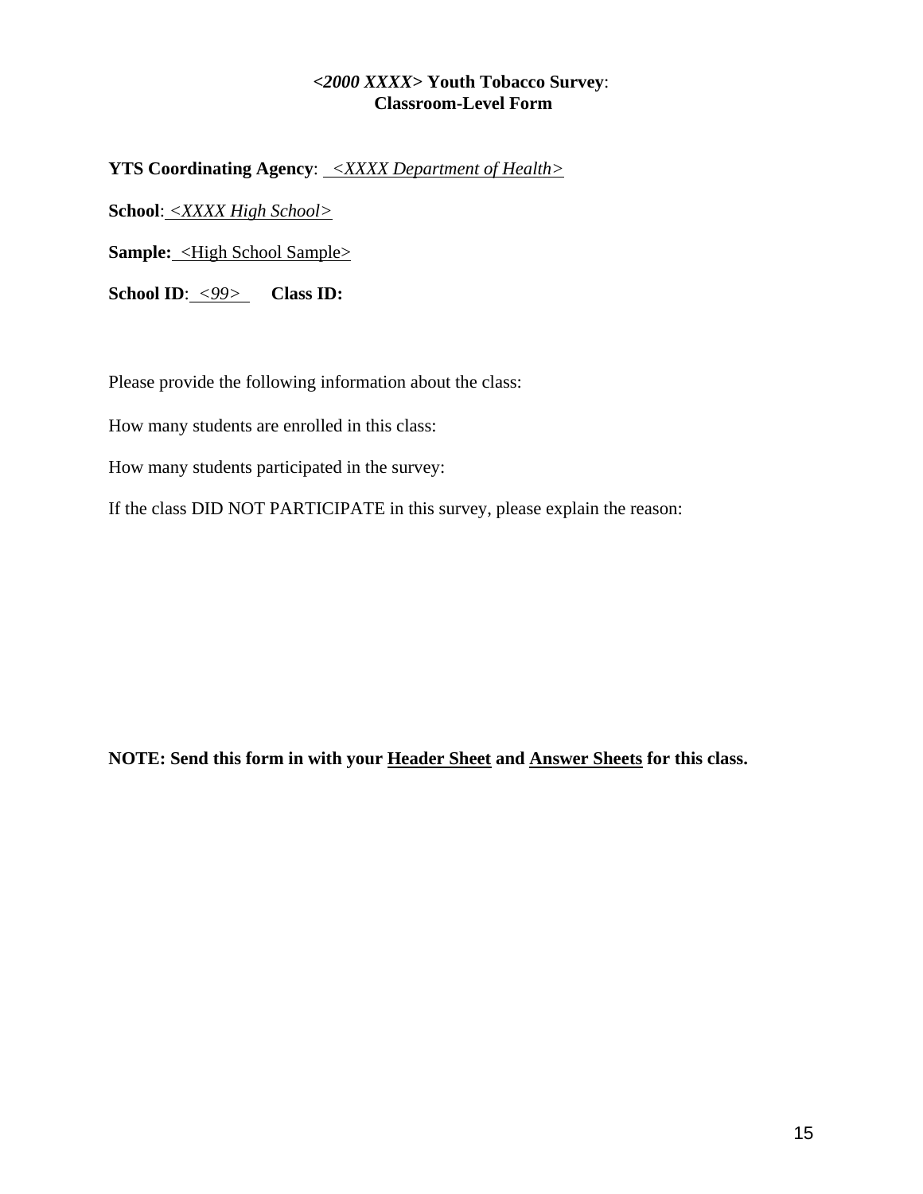**<*2000 XXXX*> Youth Tobacco Survey**:
**Classroom-Level Form**

**YTS Coordinating Agency**: <u>*<XXXX Department of Health>*</u>

**School**: <u>*<XXXX High School>*</u>

**Sample:** <u><High School Sample></u>

**School ID**: <u>*<99>*</u> **Class ID:**

Please provide the following information about the class:

How many students are enrolled in this class:

How many students participated in the survey:

If the class DID NOT PARTICIPATE in this survey, please explain the reason:

**NOTE: Send this form in with your <u>Header Sheet</u> and <u>Answer Sheets</u> for this class.**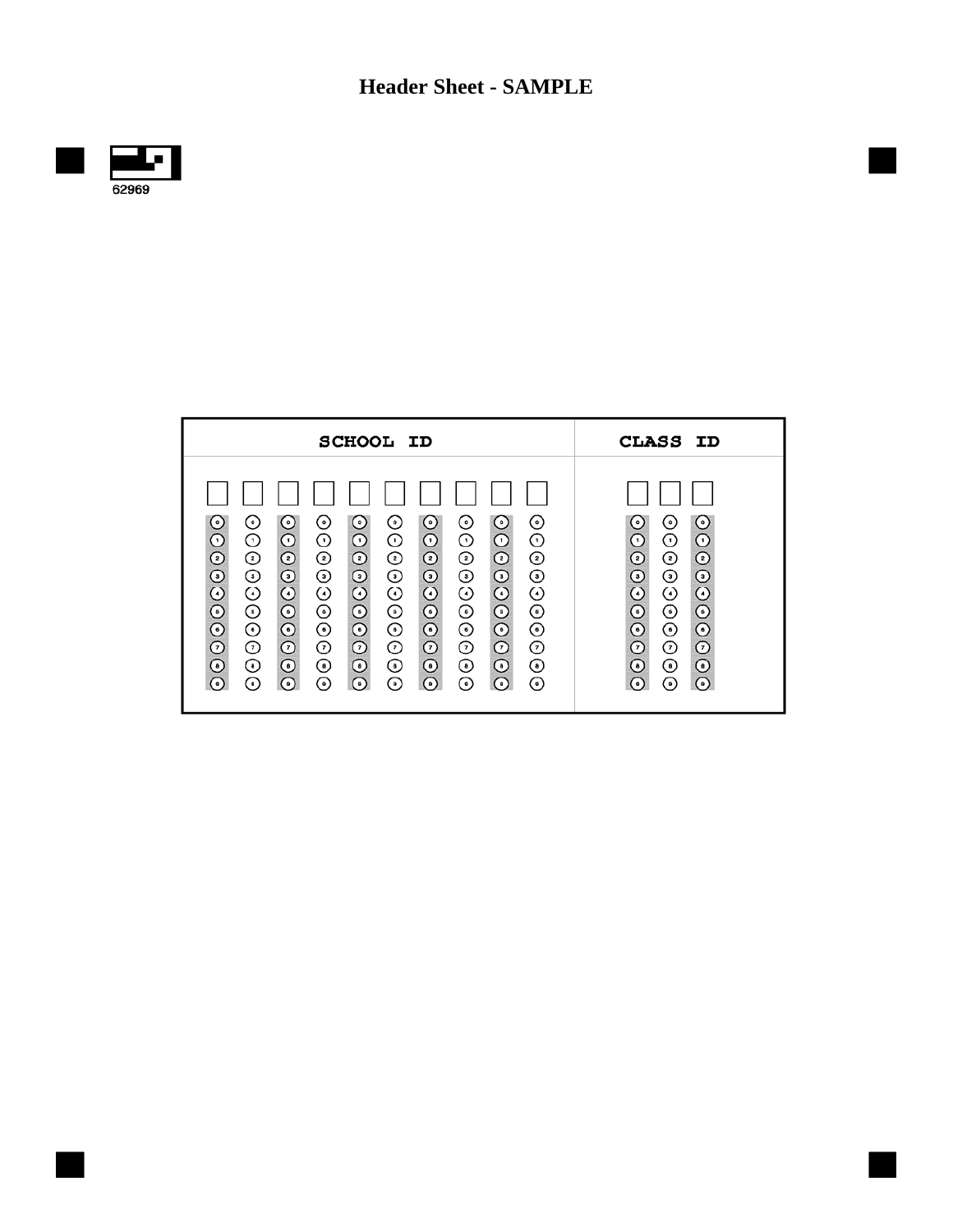# Header Sheet - SAMPLE

62969

| SCHOOL ID | | | | | | | | | | CLASS ID | | |
|---|---|---|---|---|---|---|---|---|---|---|---|---|
| | | | | | | | | | | | | |
| 0 | 0 | 0 | 0 | 0 | 0 | 0 | 0 | 0 | 0 | 0 | 0 | 0 |
| 1 | 1 | 1 | 1 | 1 | 1 | 1 | 1 | 1 | 1 | 1 | 1 | 1 |
| 2 | 2 | 2 | 2 | 2 | 2 | 2 | 2 | 2 | 2 | 2 | 2 | 2 |
| 3 | 3 | 3 | 3 | 3 | 3 | 3 | 3 | 3 | 3 | 3 | 3 | 3 |
| 4 | 4 | 4 | 4 | 4 | 4 | 4 | 4 | 4 | 4 | 4 | 4 | 4 |
| 5 | 5 | 5 | 5 | 5 | 5 | 5 | 5 | 5 | 5 | 5 | 5 | 5 |
| 6 | 6 | 6 | 6 | 6 | 6 | 6 | 6 | 6 | 6 | 6 | 6 | 6 |
| 7 | 7 | 7 | 7 | 7 | 7 | 7 | 7 | 7 | 7 | 7 | 7 | 7 |
| 8 | 8 | 8 | 8 | 8 | 8 | 8 | 8 | 8 | 8 | 8 | 8 | 8 |
| 9 | 9 | 9 | 9 | 9 | 9 | 9 | 9 | 9 | 9 | 9 | 9 | 9 |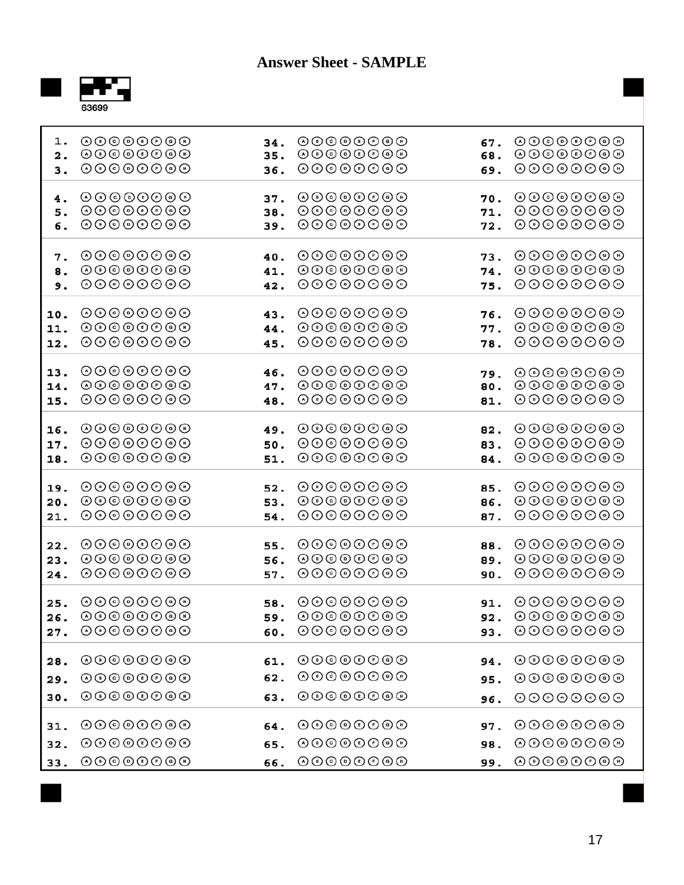# Answer Sheet - SAMPLE

63699

| | | | | | |
|---|---|---|---|---|---|
| 1. | Ⓐ Ⓑ Ⓒ Ⓓ Ⓔ Ⓕ Ⓖ Ⓗ | 34. | Ⓐ Ⓑ Ⓒ Ⓓ Ⓔ Ⓕ Ⓖ Ⓗ | 67. | Ⓐ Ⓑ Ⓒ Ⓓ Ⓔ Ⓕ Ⓖ Ⓗ |
| 2. | Ⓐ Ⓑ Ⓒ Ⓓ Ⓔ Ⓕ Ⓖ Ⓗ | 35. | Ⓐ Ⓑ Ⓒ Ⓓ Ⓔ Ⓕ Ⓖ Ⓗ | 68. | Ⓐ Ⓑ Ⓒ Ⓓ Ⓔ Ⓕ Ⓖ Ⓗ |
| 3. | Ⓐ Ⓑ Ⓒ Ⓓ Ⓔ Ⓕ Ⓖ Ⓗ | 36. | Ⓐ Ⓑ Ⓒ Ⓓ Ⓔ Ⓕ Ⓖ Ⓗ | 69. | Ⓐ Ⓑ Ⓒ Ⓓ Ⓔ Ⓕ Ⓖ Ⓗ |
| 4. | Ⓐ Ⓑ Ⓒ Ⓓ Ⓔ Ⓕ Ⓖ Ⓗ | 37. | Ⓐ Ⓑ Ⓒ Ⓓ Ⓔ Ⓕ Ⓖ Ⓗ | 70. | Ⓐ Ⓑ Ⓒ Ⓓ Ⓔ Ⓕ Ⓖ Ⓗ |
| 5. | Ⓐ Ⓑ Ⓒ Ⓓ Ⓔ Ⓕ Ⓖ Ⓗ | 38. | Ⓐ Ⓑ Ⓒ Ⓓ Ⓔ Ⓕ Ⓖ Ⓗ | 71. | Ⓐ Ⓑ Ⓒ Ⓓ Ⓔ Ⓕ Ⓖ Ⓗ |
| 6. | Ⓐ Ⓑ Ⓒ Ⓓ Ⓔ Ⓕ Ⓖ Ⓗ | 39. | Ⓐ Ⓑ Ⓒ Ⓓ Ⓔ Ⓕ Ⓖ Ⓗ | 72. | Ⓐ Ⓑ Ⓒ Ⓓ Ⓔ Ⓕ Ⓖ Ⓗ |
| 7. | Ⓐ Ⓑ Ⓒ Ⓓ Ⓔ Ⓕ Ⓖ Ⓗ | 40. | Ⓐ Ⓑ Ⓒ Ⓓ Ⓔ Ⓕ Ⓖ Ⓗ | 73. | Ⓐ Ⓑ Ⓒ Ⓓ Ⓔ Ⓕ Ⓖ Ⓗ |
| 8. | Ⓐ Ⓑ Ⓒ Ⓓ Ⓔ Ⓕ Ⓖ Ⓗ | 41. | Ⓐ Ⓑ Ⓒ Ⓓ Ⓔ Ⓕ Ⓖ Ⓗ | 74. | Ⓐ Ⓑ Ⓒ Ⓓ Ⓔ Ⓕ Ⓖ Ⓗ |
| 9. | Ⓐ Ⓑ Ⓒ Ⓓ Ⓔ Ⓕ Ⓖ Ⓗ | 42. | Ⓐ Ⓑ Ⓒ Ⓓ Ⓔ Ⓕ Ⓖ Ⓗ | 75. | Ⓐ Ⓑ Ⓒ Ⓓ Ⓔ Ⓕ Ⓖ Ⓗ |
| 10. | Ⓐ Ⓑ Ⓒ Ⓓ Ⓔ Ⓕ Ⓖ Ⓗ | 43. | Ⓐ Ⓑ Ⓒ Ⓓ Ⓔ Ⓕ Ⓖ Ⓗ | 76. | Ⓐ Ⓑ Ⓒ Ⓓ Ⓔ Ⓕ Ⓖ Ⓗ |
| 11. | Ⓐ Ⓑ Ⓒ Ⓓ Ⓔ Ⓕ Ⓖ Ⓗ | 44. | Ⓐ Ⓑ Ⓒ Ⓓ Ⓔ Ⓕ Ⓖ Ⓗ | 77. | Ⓐ Ⓑ Ⓒ Ⓓ Ⓔ Ⓕ Ⓖ Ⓗ |
| 12. | Ⓐ Ⓑ Ⓒ Ⓓ Ⓔ Ⓕ Ⓖ Ⓗ | 45. | Ⓐ Ⓑ Ⓒ Ⓓ Ⓔ Ⓕ Ⓖ Ⓗ | 78. | Ⓐ Ⓑ Ⓒ Ⓓ Ⓔ Ⓕ Ⓖ Ⓗ |
| 13. | Ⓐ Ⓑ Ⓒ Ⓓ Ⓔ Ⓕ Ⓖ Ⓗ | 46. | Ⓐ Ⓑ Ⓒ Ⓓ Ⓔ Ⓕ Ⓖ Ⓗ | 79. | Ⓐ Ⓑ Ⓒ Ⓓ Ⓔ Ⓕ Ⓖ Ⓗ |
| 14. | Ⓐ Ⓑ Ⓒ Ⓓ Ⓔ Ⓕ Ⓖ Ⓗ | 47. | Ⓐ Ⓑ Ⓒ Ⓓ Ⓔ Ⓕ Ⓖ Ⓗ | 80. | Ⓐ Ⓑ Ⓒ Ⓓ Ⓔ Ⓕ Ⓖ Ⓗ |
| 15. | Ⓐ Ⓑ Ⓒ Ⓓ Ⓔ Ⓕ Ⓖ Ⓗ | 48. | Ⓐ Ⓑ Ⓒ Ⓓ Ⓔ Ⓕ Ⓖ Ⓗ | 81. | Ⓐ Ⓑ Ⓒ Ⓓ Ⓔ Ⓕ Ⓖ Ⓗ |
| 16. | Ⓐ Ⓑ Ⓒ Ⓓ Ⓔ Ⓕ Ⓖ Ⓗ | 49. | Ⓐ Ⓑ Ⓒ Ⓓ Ⓔ Ⓕ Ⓖ Ⓗ | 82. | Ⓐ Ⓑ Ⓒ Ⓓ Ⓔ Ⓕ Ⓖ Ⓗ |
| 17. | Ⓐ Ⓑ Ⓒ Ⓓ Ⓔ Ⓕ Ⓖ Ⓗ | 50. | Ⓐ Ⓑ Ⓒ Ⓓ Ⓔ Ⓕ Ⓖ Ⓗ | 83. | Ⓐ Ⓑ Ⓒ Ⓓ Ⓔ Ⓕ Ⓖ Ⓗ |
| 18. | Ⓐ Ⓑ Ⓒ Ⓓ Ⓔ Ⓕ Ⓖ Ⓗ | 51. | Ⓐ Ⓑ Ⓒ Ⓓ Ⓔ Ⓕ Ⓖ Ⓗ | 84. | Ⓐ Ⓑ Ⓒ Ⓓ Ⓔ Ⓕ Ⓖ Ⓗ |
| 19. | Ⓐ Ⓑ Ⓒ Ⓓ Ⓔ Ⓕ Ⓖ Ⓗ | 52. | Ⓐ Ⓑ Ⓒ Ⓓ Ⓔ Ⓕ Ⓖ Ⓗ | 85. | Ⓐ Ⓑ Ⓒ Ⓓ Ⓔ Ⓕ Ⓖ Ⓗ |
| 20. | Ⓐ Ⓑ Ⓒ Ⓓ Ⓔ Ⓕ Ⓖ Ⓗ | 53. | Ⓐ Ⓑ Ⓒ Ⓓ Ⓔ Ⓕ Ⓖ Ⓗ | 86. | Ⓐ Ⓑ Ⓒ Ⓓ Ⓔ Ⓕ Ⓖ Ⓗ |
| 21. | Ⓐ Ⓑ Ⓒ Ⓓ Ⓔ Ⓕ Ⓖ Ⓗ | 54. | Ⓐ Ⓑ Ⓒ Ⓓ Ⓔ Ⓕ Ⓖ Ⓗ | 87. | Ⓐ Ⓑ Ⓒ Ⓓ Ⓔ Ⓕ Ⓖ Ⓗ |
| 22. | Ⓐ Ⓑ Ⓒ Ⓓ Ⓔ Ⓕ Ⓖ Ⓗ | 55. | Ⓐ Ⓑ Ⓒ Ⓓ Ⓔ Ⓕ Ⓖ Ⓗ | 88. | Ⓐ Ⓑ Ⓒ Ⓓ Ⓔ Ⓕ Ⓖ Ⓗ |
| 23. | Ⓐ Ⓑ Ⓒ Ⓓ Ⓔ Ⓕ Ⓖ Ⓗ | 56. | Ⓐ Ⓑ Ⓒ Ⓓ Ⓔ Ⓕ Ⓖ Ⓗ | 89. | Ⓐ Ⓑ Ⓒ Ⓓ Ⓔ Ⓕ Ⓖ Ⓗ |
| 24. | Ⓐ Ⓑ Ⓒ Ⓓ Ⓔ Ⓕ Ⓖ Ⓗ | 57. | Ⓐ Ⓑ Ⓒ Ⓓ Ⓔ Ⓕ Ⓖ Ⓗ | 90. | Ⓐ Ⓑ Ⓒ Ⓓ Ⓔ Ⓕ Ⓖ Ⓗ |
| 25. | Ⓐ Ⓑ Ⓒ Ⓓ Ⓔ Ⓕ Ⓖ Ⓗ | 58. | Ⓐ Ⓑ Ⓒ Ⓓ Ⓔ Ⓕ Ⓖ Ⓗ | 91. | Ⓐ Ⓑ Ⓒ Ⓓ Ⓔ Ⓕ Ⓖ Ⓗ |
| 26. | Ⓐ Ⓑ Ⓒ Ⓓ Ⓔ Ⓕ Ⓖ Ⓗ | 59. | Ⓐ Ⓑ Ⓒ Ⓓ Ⓔ Ⓕ Ⓖ Ⓗ | 92. | Ⓐ Ⓑ Ⓒ Ⓓ Ⓔ Ⓕ Ⓖ Ⓗ |
| 27. | Ⓐ Ⓑ Ⓒ Ⓓ Ⓔ Ⓕ Ⓖ Ⓗ | 60. | Ⓐ Ⓑ Ⓒ Ⓓ Ⓔ Ⓕ Ⓖ Ⓗ | 93. | Ⓐ Ⓑ Ⓒ Ⓓ Ⓔ Ⓕ Ⓖ Ⓗ |
| 28. | Ⓐ Ⓑ Ⓒ Ⓓ Ⓔ Ⓕ Ⓖ Ⓗ | 61. | Ⓐ Ⓑ Ⓒ Ⓓ Ⓔ Ⓕ Ⓖ Ⓗ | 94. | Ⓐ Ⓑ Ⓒ Ⓓ Ⓔ Ⓕ Ⓖ Ⓗ |
| 29. | Ⓐ Ⓑ Ⓒ Ⓓ Ⓔ Ⓕ Ⓖ Ⓗ | 62. | Ⓐ Ⓑ Ⓒ Ⓓ Ⓔ Ⓕ Ⓖ Ⓗ | 95. | Ⓐ Ⓑ Ⓒ Ⓓ Ⓔ Ⓕ Ⓖ Ⓗ |
| 30. | Ⓐ Ⓑ Ⓒ Ⓓ Ⓔ Ⓕ Ⓖ Ⓗ | 63. | Ⓐ Ⓑ Ⓒ Ⓓ Ⓔ Ⓕ Ⓖ Ⓗ | 96. | Ⓐ Ⓑ Ⓒ Ⓓ Ⓔ Ⓕ Ⓖ Ⓗ |
| 31. | Ⓐ Ⓑ Ⓒ Ⓓ Ⓔ Ⓕ Ⓖ Ⓗ | 64. | Ⓐ Ⓑ Ⓒ Ⓓ Ⓔ Ⓕ Ⓖ Ⓗ | 97. | Ⓐ Ⓑ Ⓒ Ⓓ Ⓔ Ⓕ Ⓖ Ⓗ |
| 32. | Ⓐ Ⓑ Ⓒ Ⓓ Ⓔ Ⓕ Ⓖ Ⓗ | 65. | Ⓐ Ⓑ Ⓒ Ⓓ Ⓔ Ⓕ Ⓖ Ⓗ | 98. | Ⓐ Ⓑ Ⓒ Ⓓ Ⓔ Ⓕ Ⓖ Ⓗ |
| 33. | Ⓐ Ⓑ Ⓒ Ⓓ Ⓔ Ⓕ Ⓖ Ⓗ | 66. | Ⓐ Ⓑ Ⓒ Ⓓ Ⓔ Ⓕ Ⓖ Ⓗ | 99. | Ⓐ Ⓑ Ⓒ Ⓓ Ⓔ Ⓕ Ⓖ Ⓗ |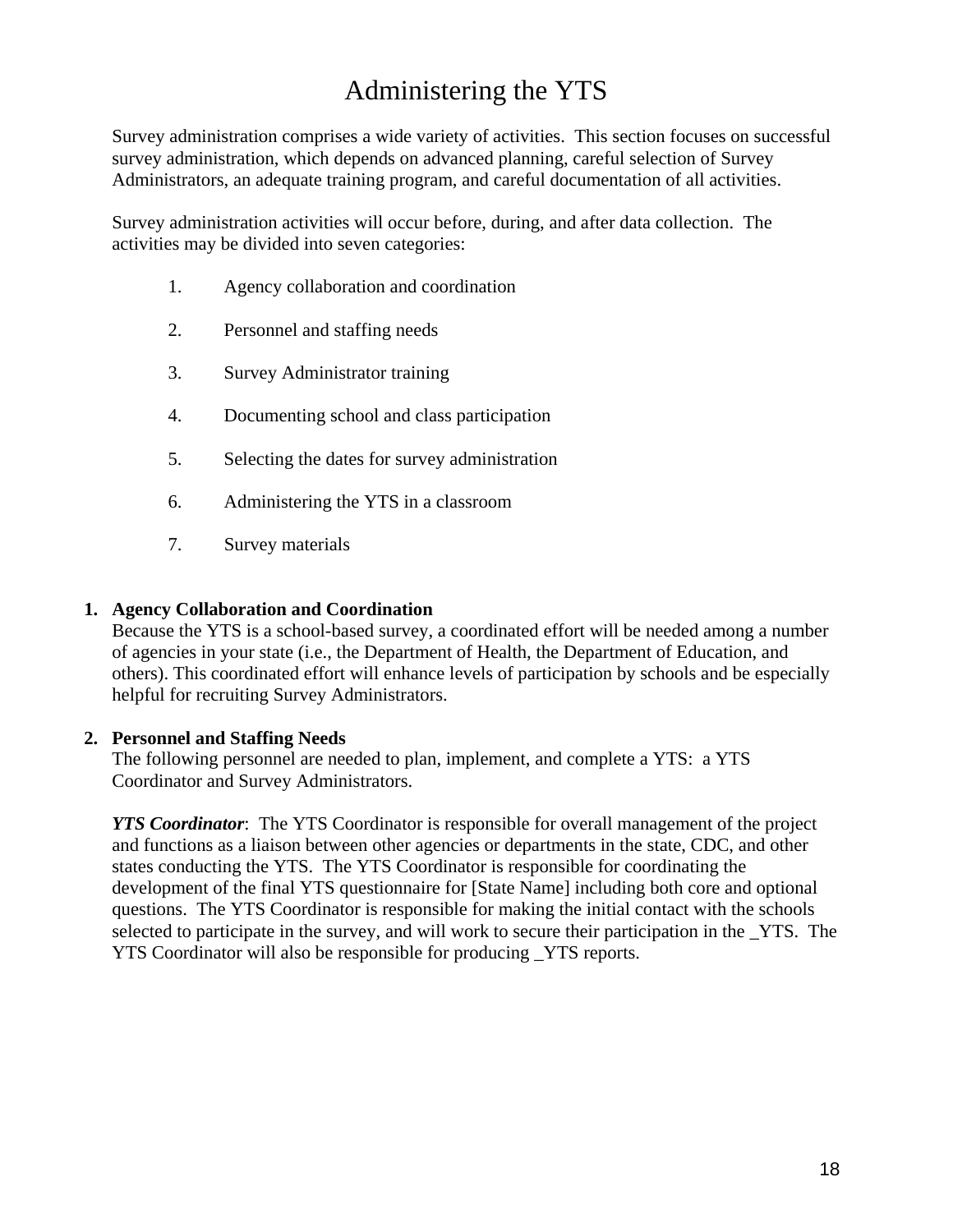# Administering the YTS

Survey administration comprises a wide variety of activities. This section focuses on successful survey administration, which depends on advanced planning, careful selection of Survey Administrators, an adequate training program, and careful documentation of all activities.

Survey administration activities will occur before, during, and after data collection. The activities may be divided into seven categories:

1. Agency collaboration and coordination
2. Personnel and staffing needs
3. Survey Administrator training
4. Documenting school and class participation
5. Selecting the dates for survey administration
6. Administering the YTS in a classroom
7. Survey materials

**1. Agency Collaboration and Coordination**

Because the YTS is a school-based survey, a coordinated effort will be needed among a number of agencies in your state (i.e., the Department of Health, the Department of Education, and others). This coordinated effort will enhance levels of participation by schools and be especially helpful for recruiting Survey Administrators.

**2. Personnel and Staffing Needs**

The following personnel are needed to plan, implement, and complete a YTS: a YTS Coordinator and Survey Administrators.

***YTS Coordinator***: The YTS Coordinator is responsible for overall management of the project and functions as a liaison between other agencies or departments in the state, CDC, and other states conducting the YTS. The YTS Coordinator is responsible for coordinating the development of the final YTS questionnaire for [State Name] including both core and optional questions. The YTS Coordinator is responsible for making the initial contact with the schools selected to participate in the survey, and will work to secure their participation in the _YTS. The YTS Coordinator will also be responsible for producing _YTS reports.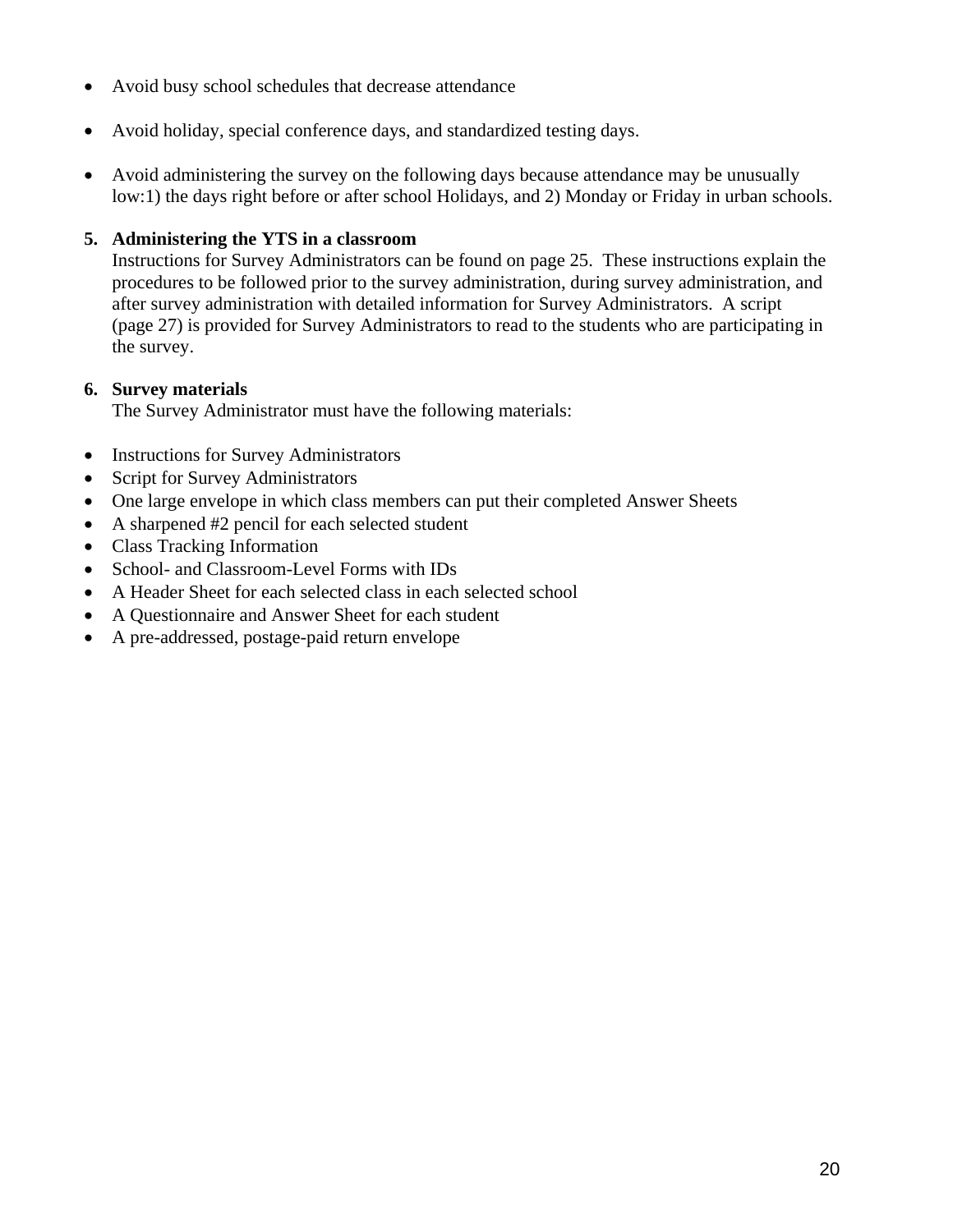- Avoid busy school schedules that decrease attendance
- Avoid holiday, special conference days, and standardized testing days.
- Avoid administering the survey on the following days because attendance may be unusually low:1) the days right before or after school Holidays, and 2) Monday or Friday in urban schools.

5. **Administering the YTS in a classroom**
   Instructions for Survey Administrators can be found on page 25. These instructions explain the procedures to be followed prior to the survey administration, during survey administration, and after survey administration with detailed information for Survey Administrators. A script (page 27) is provided for Survey Administrators to read to the students who are participating in the survey.

6. **Survey materials**
   The Survey Administrator must have the following materials:

- Instructions for Survey Administrators
- Script for Survey Administrators
- One large envelope in which class members can put their completed Answer Sheets
- A sharpened #2 pencil for each selected student
- Class Tracking Information
- School- and Classroom-Level Forms with IDs
- A Header Sheet for each selected class in each selected school
- A Questionnaire and Answer Sheet for each student
- A pre-addressed, postage-paid return envelope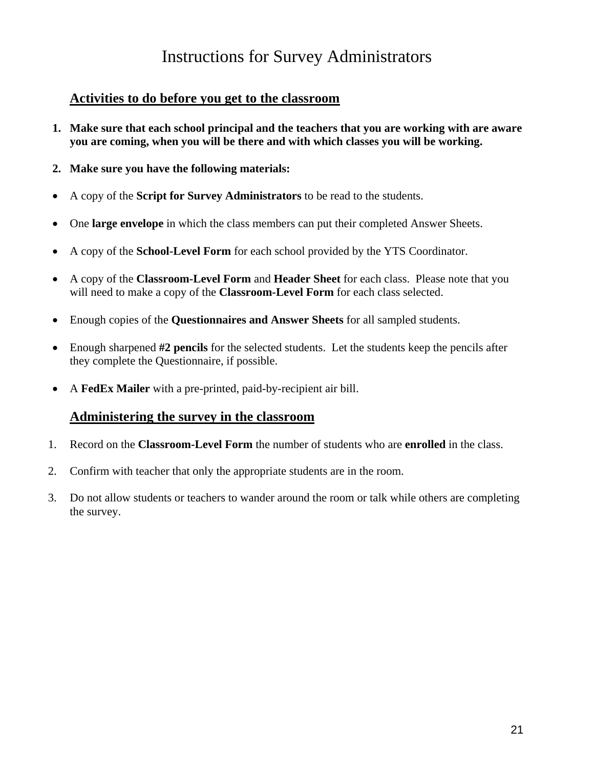# Instructions for Survey Administrators

## Activities to do before you get to the classroom

1. **Make sure that each school principal and the teachers that you are working with are aware you are coming, when you will be there and with which classes you will be working.**

2. **Make sure you have the following materials:**

- A copy of the **Script for Survey Administrators** to be read to the students.

- One **large envelope** in which the class members can put their completed Answer Sheets.

- A copy of the **School-Level Form** for each school provided by the YTS Coordinator.

- A copy of the **Classroom-Level Form** and **Header Sheet** for each class. Please note that you will need to make a copy of the **Classroom-Level Form** for each class selected.

- Enough copies of the **Questionnaires and Answer Sheets** for all sampled students.

- Enough sharpened **#2 pencils** for the selected students. Let the students keep the pencils after they complete the Questionnaire, if possible.

- A **FedEx Mailer** with a pre-printed, paid-by-recipient air bill.

## Administering the survey in the classroom

1. Record on the **Classroom-Level Form** the number of students who are **enrolled** in the class.

2. Confirm with teacher that only the appropriate students are in the room.

3. Do not allow students or teachers to wander around the room or talk while others are completing the survey.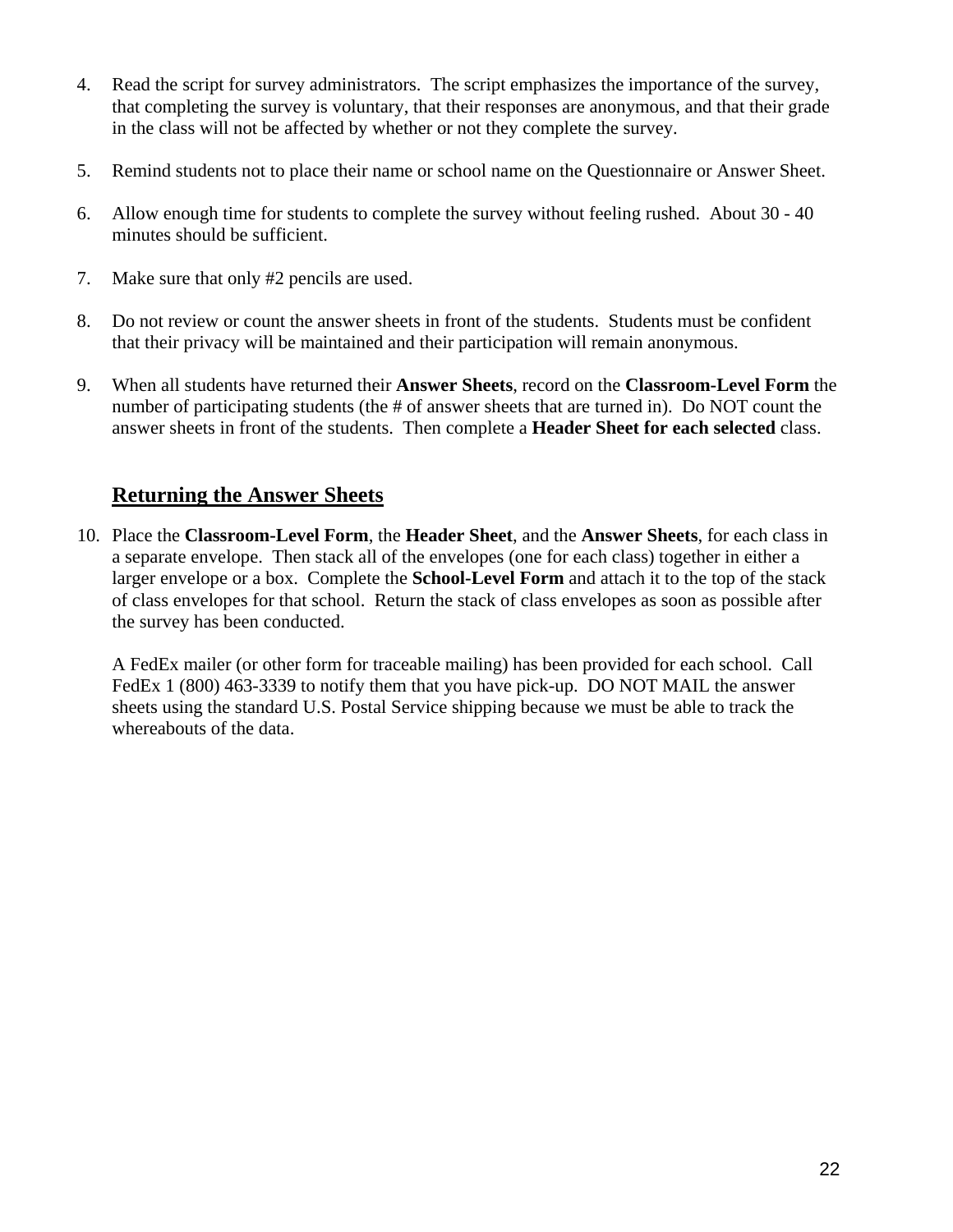4. Read the script for survey administrators. The script emphasizes the importance of the survey, that completing the survey is voluntary, that their responses are anonymous, and that their grade in the class will not be affected by whether or not they complete the survey.

5. Remind students not to place their name or school name on the Questionnaire or Answer Sheet.

6. Allow enough time for students to complete the survey without feeling rushed. About 30 - 40 minutes should be sufficient.

7. Make sure that only #2 pencils are used.

8. Do not review or count the answer sheets in front of the students. Students must be confident that their privacy will be maintained and their participation will remain anonymous.

9. When all students have returned their **Answer Sheets**, record on the **Classroom-Level Form** the number of participating students (the # of answer sheets that are turned in). Do NOT count the answer sheets in front of the students. Then complete a **Header Sheet for each selected** class.

## Returning the Answer Sheets

10. Place the **Classroom-Level Form**, the **Header Sheet**, and the **Answer Sheets**, for each class in a separate envelope. Then stack all of the envelopes (one for each class) together in either a larger envelope or a box. Complete the **School-Level Form** and attach it to the top of the stack of class envelopes for that school. Return the stack of class envelopes as soon as possible after the survey has been conducted.

    A FedEx mailer (or other form for traceable mailing) has been provided for each school. Call FedEx 1 (800) 463-3339 to notify them that you have pick-up. DO NOT MAIL the answer sheets using the standard U.S. Postal Service shipping because we must be able to track the whereabouts of the data.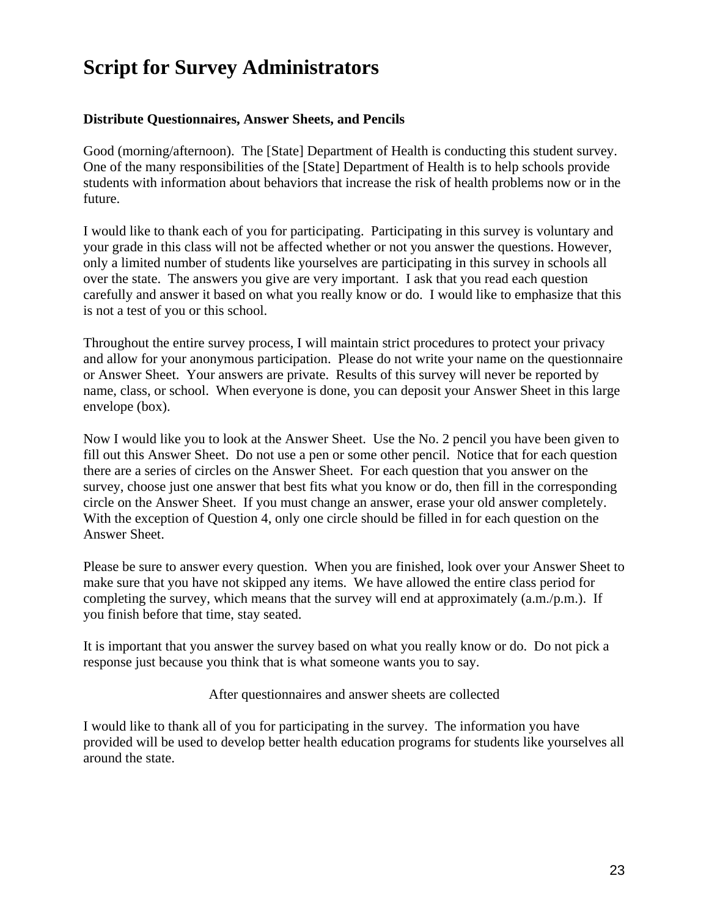# Script for Survey Administrators

**Distribute Questionnaires, Answer Sheets, and Pencils**

Good (morning/afternoon). The [State] Department of Health is conducting this student survey. One of the many responsibilities of the [State] Department of Health is to help schools provide students with information about behaviors that increase the risk of health problems now or in the future.

I would like to thank each of you for participating. Participating in this survey is voluntary and your grade in this class will not be affected whether or not you answer the questions. However, only a limited number of students like yourselves are participating in this survey in schools all over the state. The answers you give are very important. I ask that you read each question carefully and answer it based on what you really know or do. I would like to emphasize that this is not a test of you or this school.

Throughout the entire survey process, I will maintain strict procedures to protect your privacy and allow for your anonymous participation. Please do not write your name on the questionnaire or Answer Sheet. Your answers are private. Results of this survey will never be reported by name, class, or school. When everyone is done, you can deposit your Answer Sheet in this large envelope (box).

Now I would like you to look at the Answer Sheet. Use the No. 2 pencil you have been given to fill out this Answer Sheet. Do not use a pen or some other pencil. Notice that for each question there are a series of circles on the Answer Sheet. For each question that you answer on the survey, choose just one answer that best fits what you know or do, then fill in the corresponding circle on the Answer Sheet. If you must change an answer, erase your old answer completely. With the exception of Question 4, only one circle should be filled in for each question on the Answer Sheet.

Please be sure to answer every question. When you are finished, look over your Answer Sheet to make sure that you have not skipped any items. We have allowed the entire class period for completing the survey, which means that the survey will end at approximately (a.m./p.m.). If you finish before that time, stay seated.

It is important that you answer the survey based on what you really know or do. Do not pick a response just because you think that is what someone wants you to say.

After questionnaires and answer sheets are collected

I would like to thank all of you for participating in the survey. The information you have provided will be used to develop better health education programs for students like yourselves all around the state.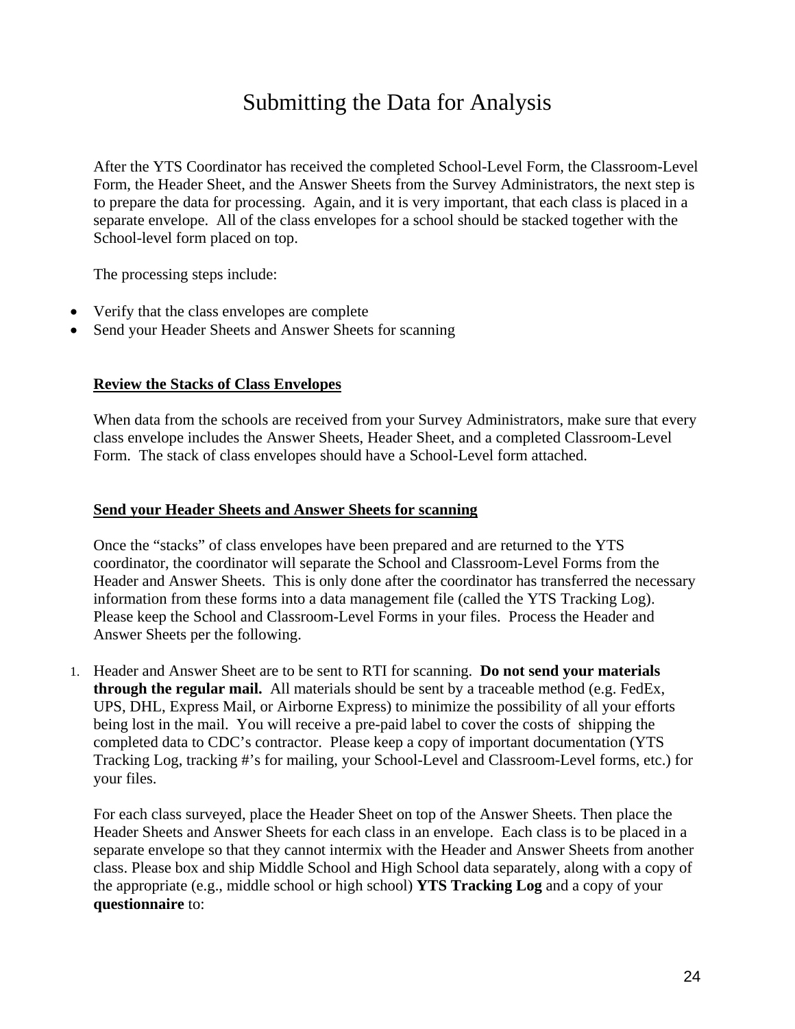# Submitting the Data for Analysis

After the YTS Coordinator has received the completed School-Level Form, the Classroom-Level Form, the Header Sheet, and the Answer Sheets from the Survey Administrators, the next step is to prepare the data for processing. Again, and it is very important, that each class is placed in a separate envelope. All of the class envelopes for a school should be stacked together with the School-level form placed on top.

The processing steps include:

- Verify that the class envelopes are complete
- Send your Header Sheets and Answer Sheets for scanning

**<u>Review the Stacks of Class Envelopes</u>**

When data from the schools are received from your Survey Administrators, make sure that every class envelope includes the Answer Sheets, Header Sheet, and a completed Classroom-Level Form. The stack of class envelopes should have a School-Level form attached.

**<u>Send your Header Sheets and Answer Sheets for scanning</u>**

Once the "stacks" of class envelopes have been prepared and are returned to the YTS coordinator, the coordinator will separate the School and Classroom-Level Forms from the Header and Answer Sheets. This is only done after the coordinator has transferred the necessary information from these forms into a data management file (called the YTS Tracking Log). Please keep the School and Classroom-Level Forms in your files. Process the Header and Answer Sheets per the following.

1. Header and Answer Sheet are to be sent to RTI for scanning. **Do not send your materials through the regular mail.** All materials should be sent by a traceable method (e.g. FedEx, UPS, DHL, Express Mail, or Airborne Express) to minimize the possibility of all your efforts being lost in the mail. You will receive a pre-paid label to cover the costs of shipping the completed data to CDC's contractor. Please keep a copy of important documentation (YTS Tracking Log, tracking #'s for mailing, your School-Level and Classroom-Level forms, etc.) for your files.

   For each class surveyed, place the Header Sheet on top of the Answer Sheets. Then place the Header Sheets and Answer Sheets for each class in an envelope. Each class is to be placed in a separate envelope so that they cannot intermix with the Header and Answer Sheets from another class. Please box and ship Middle School and High School data separately, along with a copy of the appropriate (e.g., middle school or high school) **YTS Tracking Log** and a copy of your **questionnaire** to: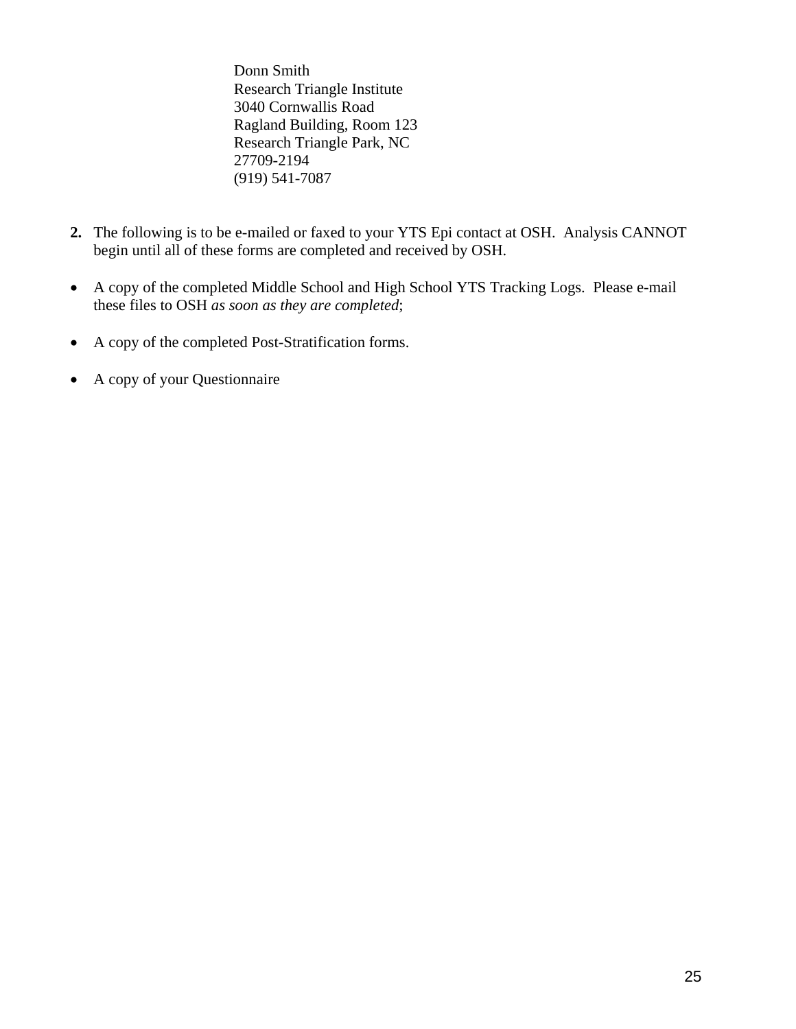Donn Smith
Research Triangle Institute
3040 Cornwallis Road
Ragland Building, Room 123
Research Triangle Park, NC
27709-2194
(919) 541-7087

**2.** The following is to be e-mailed or faxed to your YTS Epi contact at OSH. Analysis CANNOT begin until all of these forms are completed and received by OSH.

- A copy of the completed Middle School and High School YTS Tracking Logs. Please e-mail these files to OSH *as soon as they are completed*;

- A copy of the completed Post-Stratification forms.

- A copy of your Questionnaire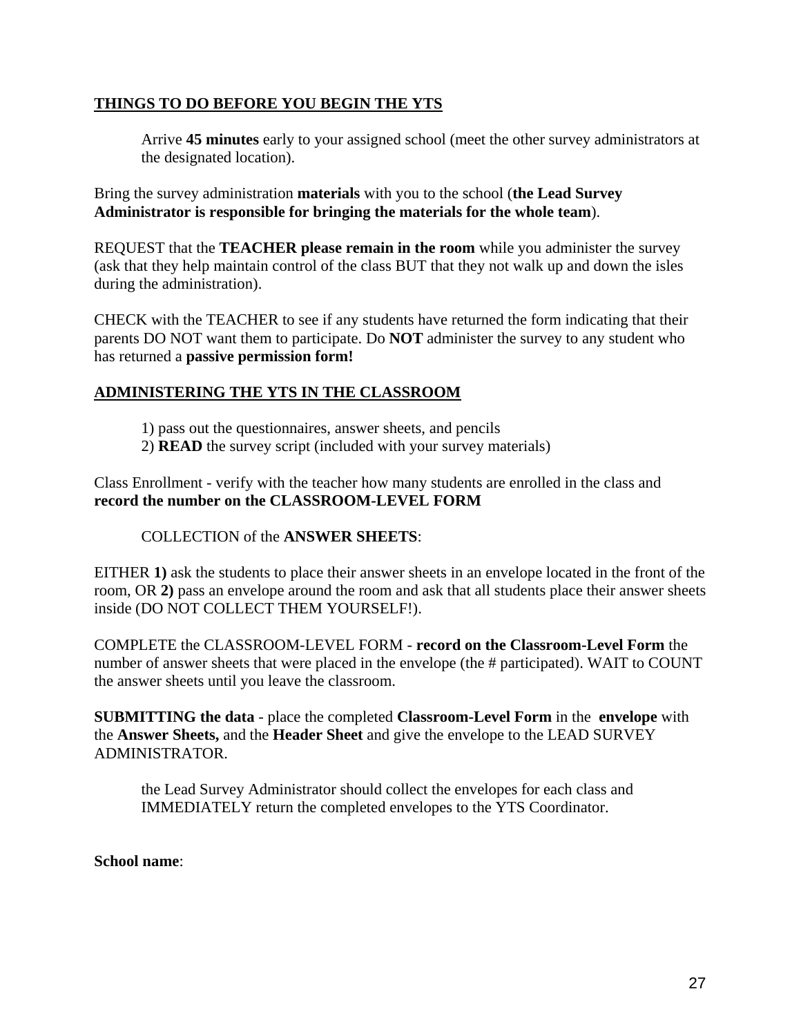**<u>THINGS TO DO BEFORE YOU BEGIN THE YTS</u>**

Arrive **45 minutes** early to your assigned school (meet the other survey administrators at the designated location).

Bring the survey administration **materials** with you to the school (**the Lead Survey Administrator is responsible for bringing the materials for the whole team**).

REQUEST that the **TEACHER please remain in the room** while you administer the survey (ask that they help maintain control of the class BUT that they not walk up and down the isles during the administration).

CHECK with the TEACHER to see if any students have returned the form indicating that their parents DO NOT want them to participate. Do **NOT** administer the survey to any student who has returned a **passive permission form!**

**<u>ADMINISTERING THE YTS IN THE CLASSROOM</u>**

1) pass out the questionnaires, answer sheets, and pencils
2) **READ** the survey script (included with your survey materials)

Class Enrollment - verify with the teacher how many students are enrolled in the class and **record the number on the CLASSROOM-LEVEL FORM**

COLLECTION of the **ANSWER SHEETS**:

EITHER **1)** ask the students to place their answer sheets in an envelope located in the front of the room, OR **2)** pass an envelope around the room and ask that all students place their answer sheets inside (DO NOT COLLECT THEM YOURSELF!).

COMPLETE the CLASSROOM-LEVEL FORM - **record on the Classroom-Level Form** the number of answer sheets that were placed in the envelope (the # participated). WAIT to COUNT the answer sheets until you leave the classroom.

**SUBMITTING the data** - place the completed **Classroom-Level Form** in the **envelope** with the **Answer Sheets,** and the **Header Sheet** and give the envelope to the LEAD SURVEY ADMINISTRATOR.

the Lead Survey Administrator should collect the envelopes for each class and IMMEDIATELY return the completed envelopes to the YTS Coordinator.

**School name**: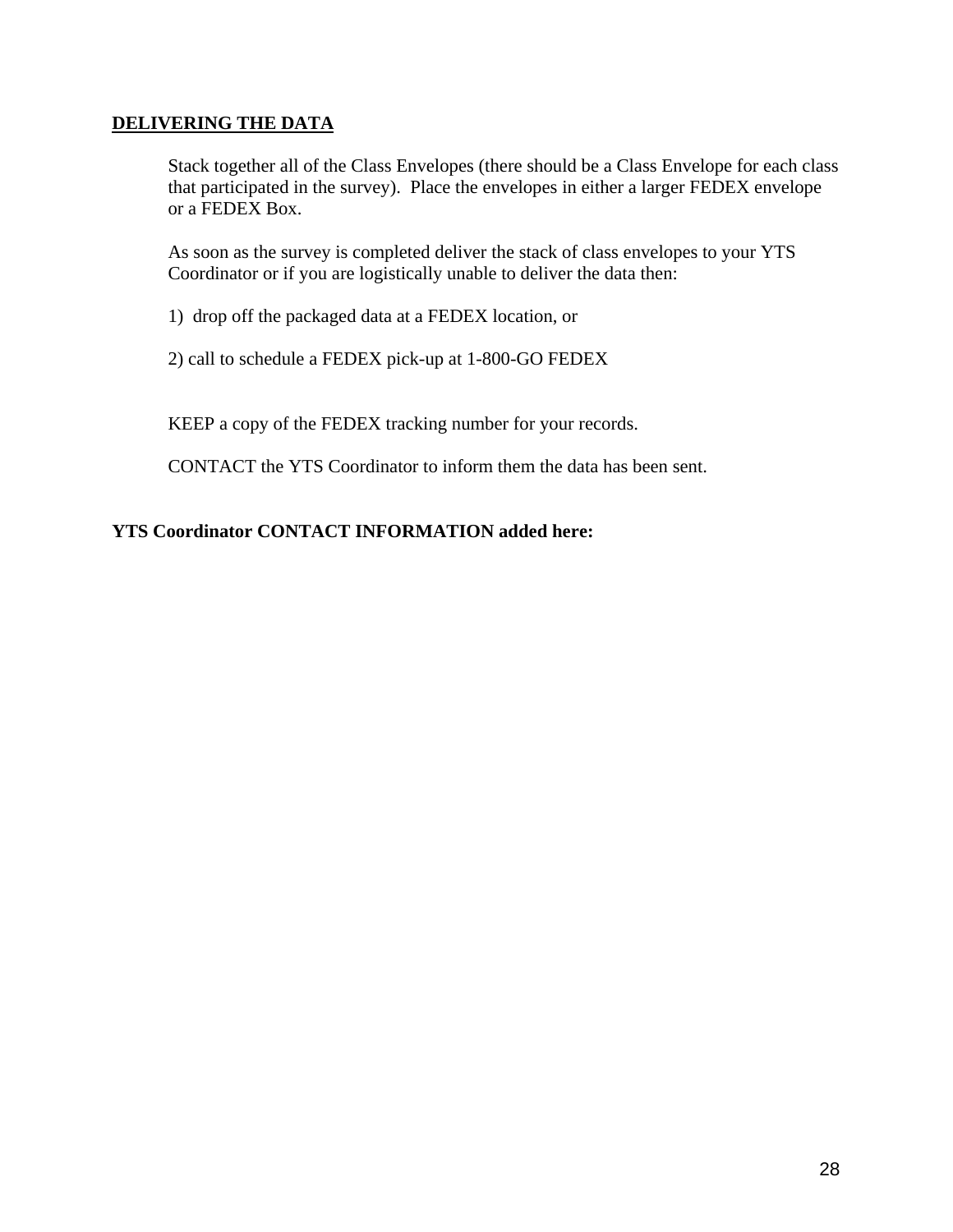## DELIVERING THE DATA

Stack together all of the Class Envelopes (there should be a Class Envelope for each class that participated in the survey). Place the envelopes in either a larger FEDEX envelope or a FEDEX Box.

As soon as the survey is completed deliver the stack of class envelopes to your YTS Coordinator or if you are logistically unable to deliver the data then:

1) drop off the packaged data at a FEDEX location, or

2) call to schedule a FEDEX pick-up at 1-800-GO FEDEX

KEEP a copy of the FEDEX tracking number for your records.

CONTACT the YTS Coordinator to inform them the data has been sent.

**YTS Coordinator CONTACT INFORMATION added here:**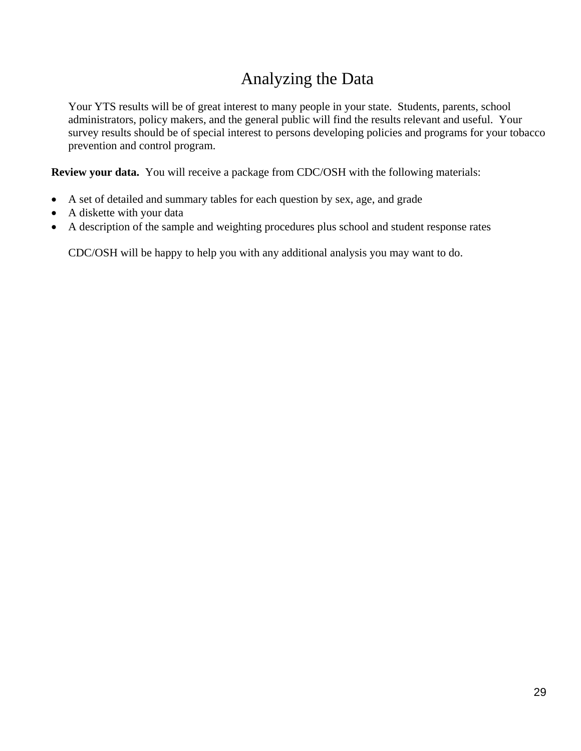# Analyzing the Data

Your YTS results will be of great interest to many people in your state. Students, parents, school administrators, policy makers, and the general public will find the results relevant and useful. Your survey results should be of special interest to persons developing policies and programs for your tobacco prevention and control program.

**Review your data.** You will receive a package from CDC/OSH with the following materials:

- A set of detailed and summary tables for each question by sex, age, and grade
- A diskette with your data
- A description of the sample and weighting procedures plus school and student response rates

CDC/OSH will be happy to help you with any additional analysis you may want to do.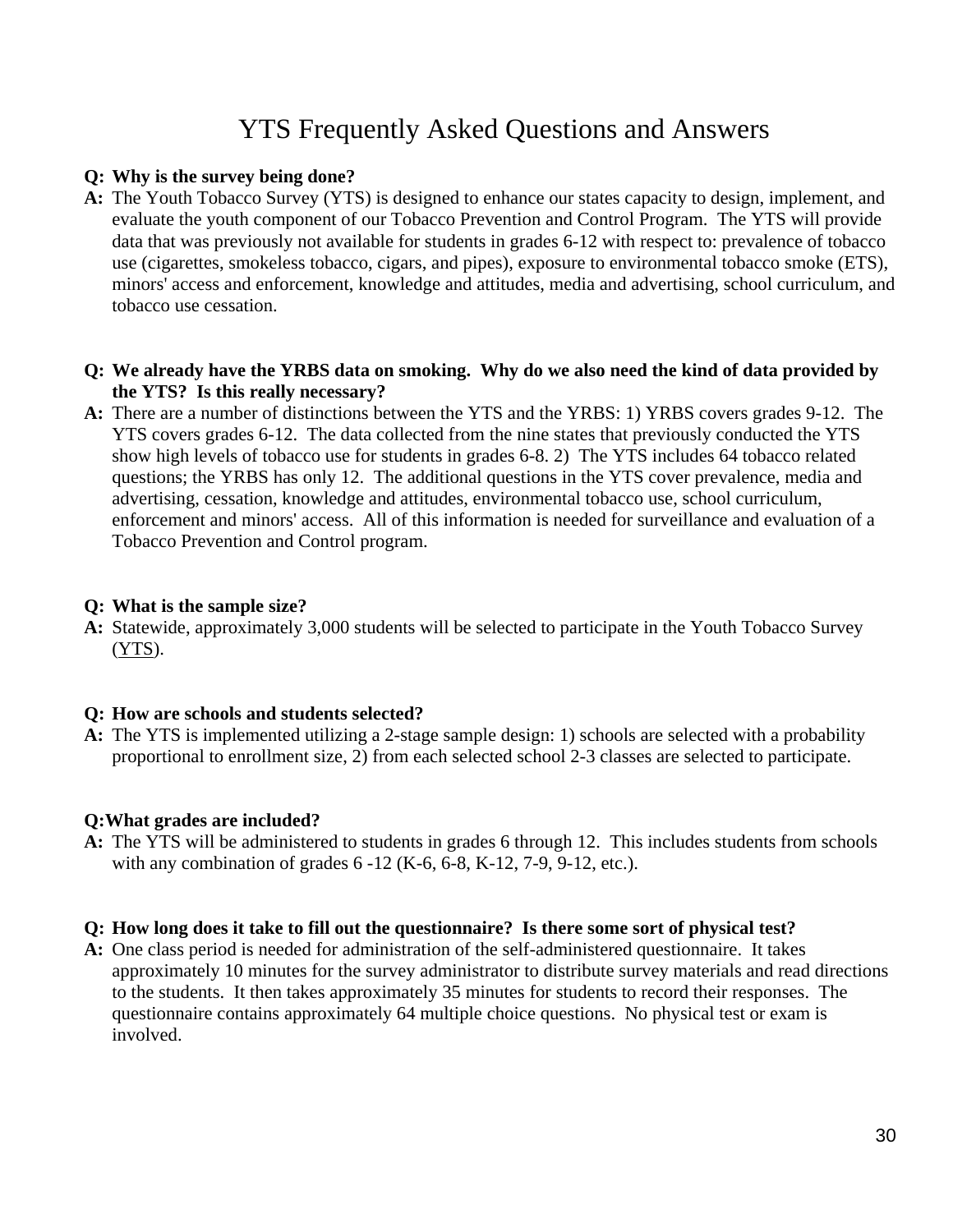# YTS Frequently Asked Questions and Answers

**Q: Why is the survey being done?**

**A:** The Youth Tobacco Survey (YTS) is designed to enhance our states capacity to design, implement, and evaluate the youth component of our Tobacco Prevention and Control Program. The YTS will provide data that was previously not available for students in grades 6-12 with respect to: prevalence of tobacco use (cigarettes, smokeless tobacco, cigars, and pipes), exposure to environmental tobacco smoke (ETS), minors' access and enforcement, knowledge and attitudes, media and advertising, school curriculum, and tobacco use cessation.

**Q: We already have the YRBS data on smoking. Why do we also need the kind of data provided by the YTS? Is this really necessary?**

**A:** There are a number of distinctions between the YTS and the YRBS: 1) YRBS covers grades 9-12. The YTS covers grades 6-12. The data collected from the nine states that previously conducted the YTS show high levels of tobacco use for students in grades 6-8. 2) The YTS includes 64 tobacco related questions; the YRBS has only 12. The additional questions in the YTS cover prevalence, media and advertising, cessation, knowledge and attitudes, environmental tobacco use, school curriculum, enforcement and minors' access. All of this information is needed for surveillance and evaluation of a Tobacco Prevention and Control program.

**Q: What is the sample size?**

**A:** Statewide, approximately 3,000 students will be selected to participate in the Youth Tobacco Survey (YTS).

**Q: How are schools and students selected?**

**A:** The YTS is implemented utilizing a 2-stage sample design: 1) schools are selected with a probability proportional to enrollment size, 2) from each selected school 2-3 classes are selected to participate.

**Q:What grades are included?**

**A:** The YTS will be administered to students in grades 6 through 12. This includes students from schools with any combination of grades 6 -12 (K-6, 6-8, K-12, 7-9, 9-12, etc.).

**Q: How long does it take to fill out the questionnaire? Is there some sort of physical test?**

**A:** One class period is needed for administration of the self-administered questionnaire. It takes approximately 10 minutes for the survey administrator to distribute survey materials and read directions to the students. It then takes approximately 35 minutes for students to record their responses. The questionnaire contains approximately 64 multiple choice questions. No physical test or exam is involved.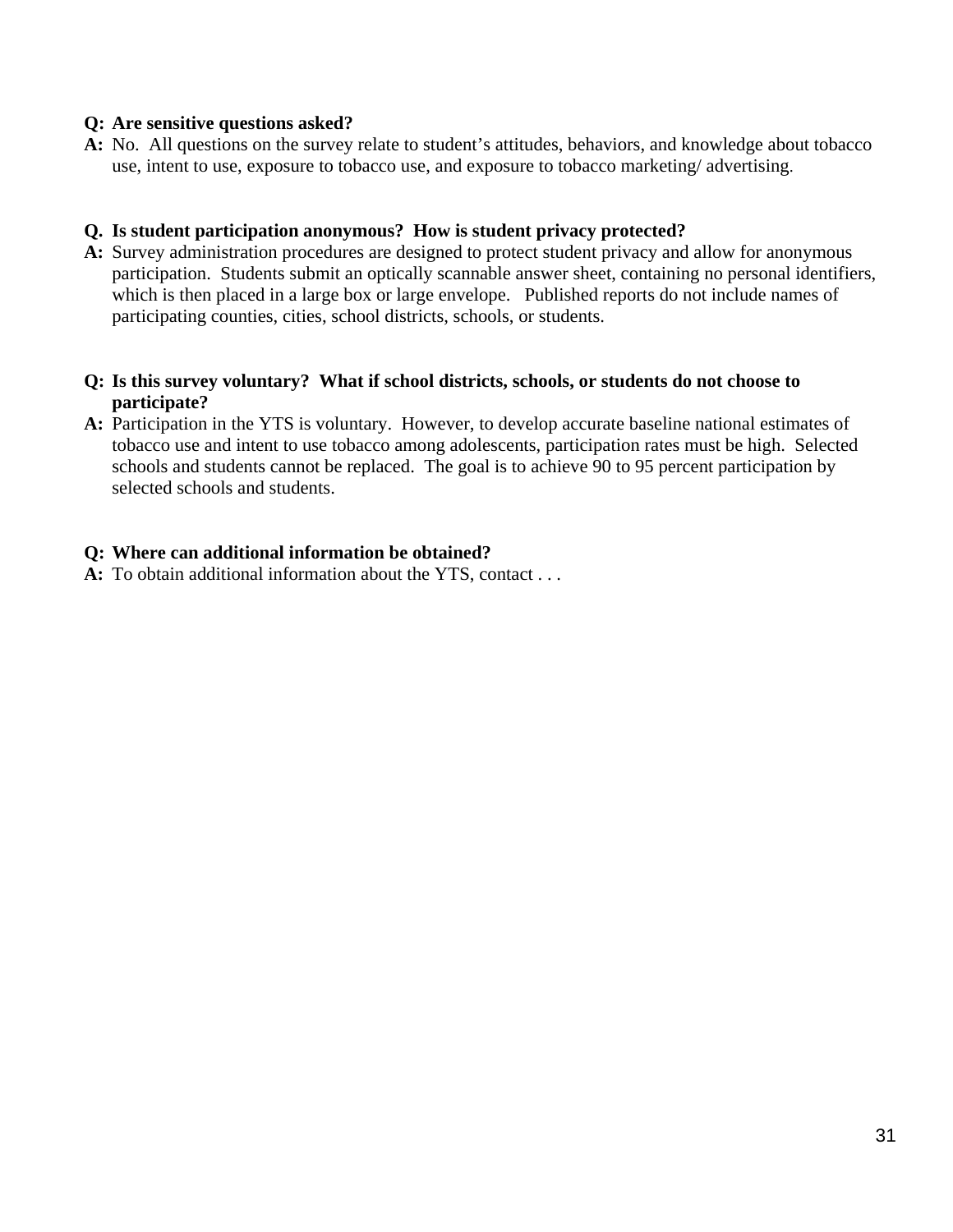**Q: Are sensitive questions asked?**

**A:** No. All questions on the survey relate to student's attitudes, behaviors, and knowledge about tobacco use, intent to use, exposure to tobacco use, and exposure to tobacco marketing/ advertising.

**Q. Is student participation anonymous? How is student privacy protected?**

**A:** Survey administration procedures are designed to protect student privacy and allow for anonymous participation. Students submit an optically scannable answer sheet, containing no personal identifiers, which is then placed in a large box or large envelope. Published reports do not include names of participating counties, cities, school districts, schools, or students.

**Q: Is this survey voluntary? What if school districts, schools, or students do not choose to participate?**

**A:** Participation in the YTS is voluntary. However, to develop accurate baseline national estimates of tobacco use and intent to use tobacco among adolescents, participation rates must be high. Selected schools and students cannot be replaced. The goal is to achieve 90 to 95 percent participation by selected schools and students.

**Q: Where can additional information be obtained?**

**A:** To obtain additional information about the YTS, contact . . .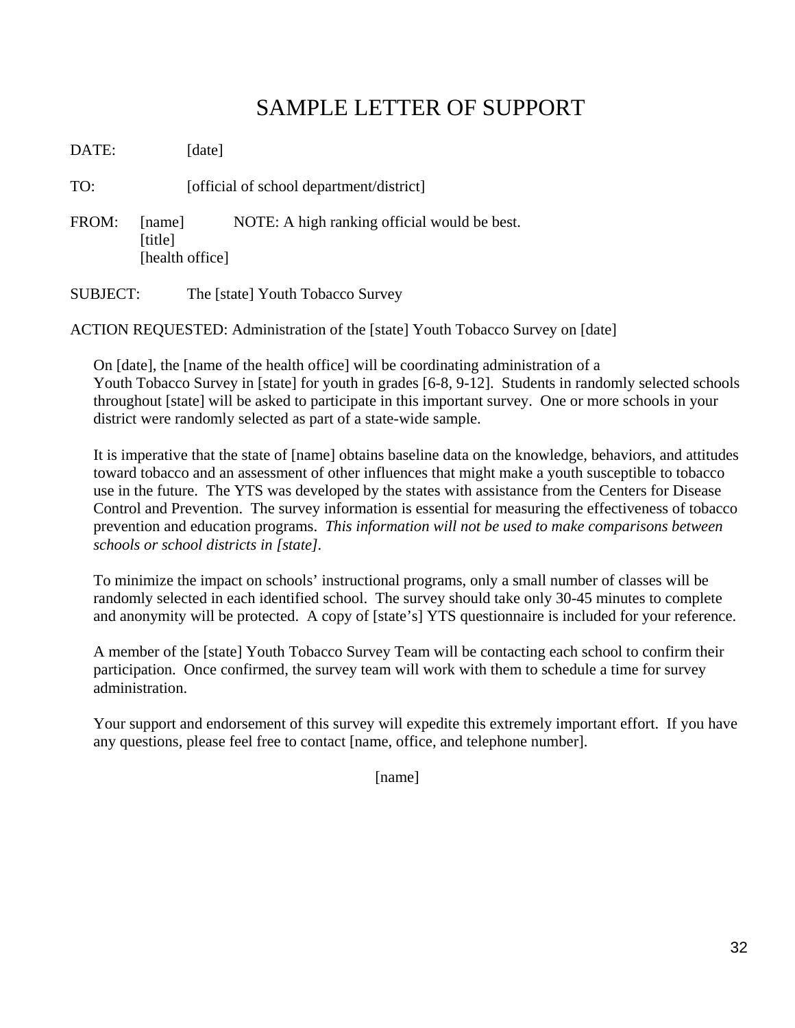# SAMPLE LETTER OF SUPPORT

DATE: [date]

TO: [official of school department/district]

FROM: [name] NOTE: A high ranking official would be best.
[title]
[health office]

SUBJECT: The [state] Youth Tobacco Survey

ACTION REQUESTED: Administration of the [state] Youth Tobacco Survey on [date]

On [date], the [name of the health office] will be coordinating administration of a Youth Tobacco Survey in [state] for youth in grades [6-8, 9-12]. Students in randomly selected schools throughout [state] will be asked to participate in this important survey. One or more schools in your district were randomly selected as part of a state-wide sample.

It is imperative that the state of [name] obtains baseline data on the knowledge, behaviors, and attitudes toward tobacco and an assessment of other influences that might make a youth susceptible to tobacco use in the future. The YTS was developed by the states with assistance from the Centers for Disease Control and Prevention. The survey information is essential for measuring the effectiveness of tobacco prevention and education programs. *This information will not be used to make comparisons between schools or school districts in [state].*

To minimize the impact on schools' instructional programs, only a small number of classes will be randomly selected in each identified school. The survey should take only 30-45 minutes to complete and anonymity will be protected. A copy of [state's] YTS questionnaire is included for your reference.

A member of the [state] Youth Tobacco Survey Team will be contacting each school to confirm their participation. Once confirmed, the survey team will work with them to schedule a time for survey administration.

Your support and endorsement of this survey will expedite this extremely important effort. If you have any questions, please feel free to contact [name, office, and telephone number].

[name]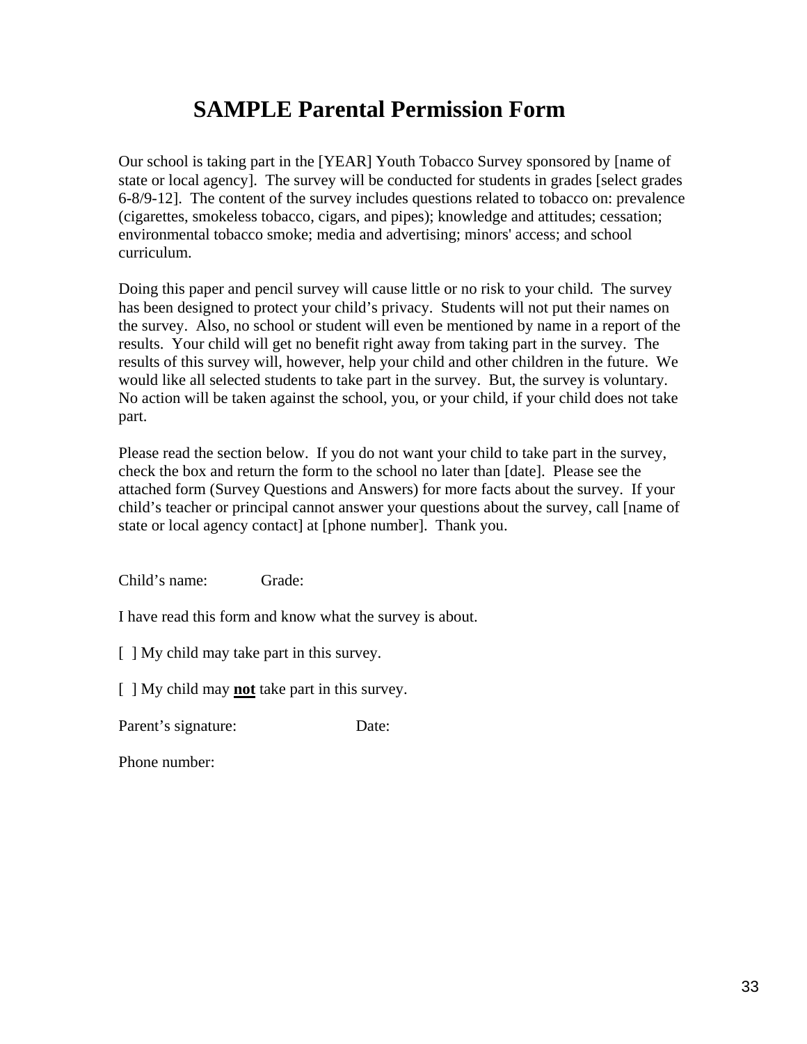# SAMPLE Parental Permission Form

Our school is taking part in the [YEAR] Youth Tobacco Survey sponsored by [name of state or local agency]. The survey will be conducted for students in grades [select grades 6-8/9-12]. The content of the survey includes questions related to tobacco on: prevalence (cigarettes, smokeless tobacco, cigars, and pipes); knowledge and attitudes; cessation; environmental tobacco smoke; media and advertising; minors' access; and school curriculum.

Doing this paper and pencil survey will cause little or no risk to your child. The survey has been designed to protect your child's privacy. Students will not put their names on the survey. Also, no school or student will even be mentioned by name in a report of the results. Your child will get no benefit right away from taking part in the survey. The results of this survey will, however, help your child and other children in the future. We would like all selected students to take part in the survey. But, the survey is voluntary. No action will be taken against the school, you, or your child, if your child does not take part.

Please read the section below. If you do not want your child to take part in the survey, check the box and return the form to the school no later than [date]. Please see the attached form (Survey Questions and Answers) for more facts about the survey. If your child's teacher or principal cannot answer your questions about the survey, call [name of state or local agency contact] at [phone number]. Thank you.

Child's name: Grade:

I have read this form and know what the survey is about.

[ ] My child may take part in this survey.

[ ] My child may **not** take part in this survey.

Parent's signature: Date:

Phone number: